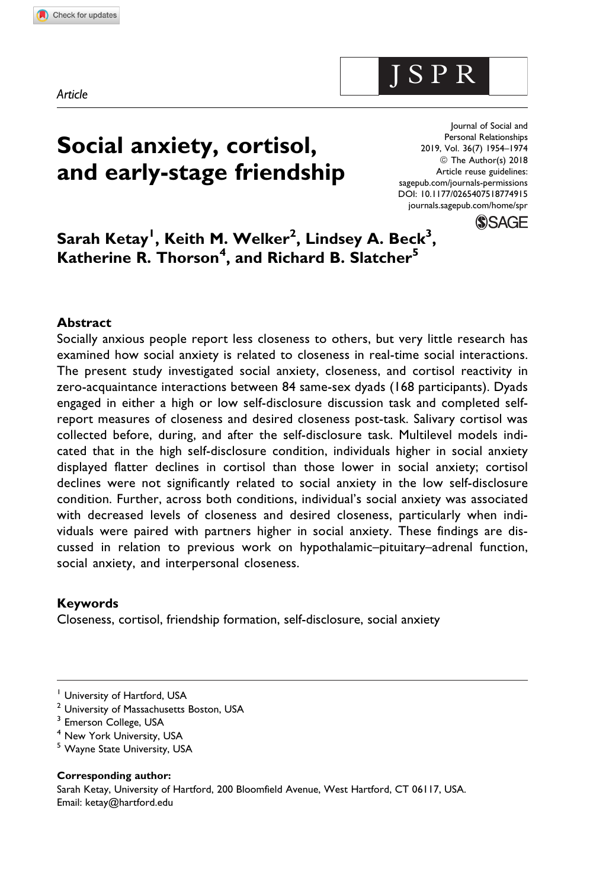*Article*

# Social anxiety, cortisol, and early-stage friendship

Journal of Social and Personal Relationships
2019, Vol. 36(7) 1954–1974
© The Author(s) 2018
Article reuse guidelines: sagepub.com/journals-permissions
DOI: 10.1177/0265407518774915
journals.sagepub.com/home/spr

**Sarah Ketay[1], Keith M. Welker[2], Lindsey A. Beck[3], Katherine R. Thorson[4], and Richard B. Slatcher[5]**

## Abstract

Socially anxious people report less closeness to others, but very little research has examined how social anxiety is related to closeness in real-time social interactions. The present study investigated social anxiety, closeness, and cortisol reactivity in zero-acquaintance interactions between 84 same-sex dyads (168 participants). Dyads engaged in either a high or low self-disclosure discussion task and completed self-report measures of closeness and desired closeness post-task. Salivary cortisol was collected before, during, and after the self-disclosure task. Multilevel models indicated that in the high self-disclosure condition, individuals higher in social anxiety displayed flatter declines in cortisol than those lower in social anxiety; cortisol declines were not significantly related to social anxiety in the low self-disclosure condition. Further, across both conditions, individual's social anxiety was associated with decreased levels of closeness and desired closeness, particularly when individuals were paired with partners higher in social anxiety. These findings are discussed in relation to previous work on hypothalamic–pituitary–adrenal function, social anxiety, and interpersonal closeness.

### Keywords

Closeness, cortisol, friendship formation, self-disclosure, social anxiety

---

[1] University of Hartford, USA
[2] University of Massachusetts Boston, USA
[3] Emerson College, USA
[4] New York University, USA
[5] Wayne State University, USA

**Corresponding author:**
Sarah Ketay, University of Hartford, 200 Bloomfield Avenue, West Hartford, CT 06117, USA.
Email: ketay@hartford.edu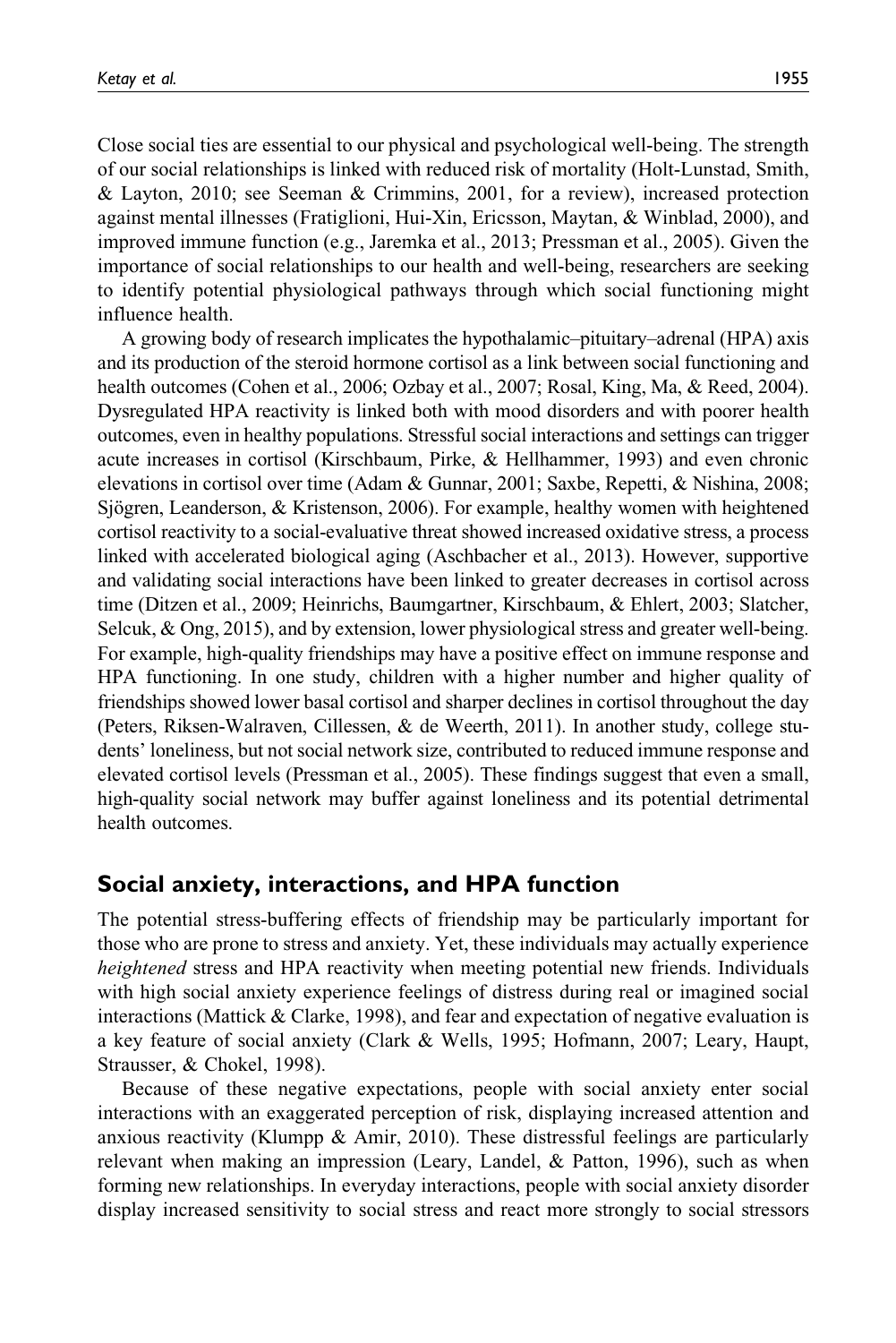Close social ties are essential to our physical and psychological well-being. The strength of our social relationships is linked with reduced risk of mortality (Holt-Lunstad, Smith, & Layton, 2010; see Seeman & Crimmins, 2001, for a review), increased protection against mental illnesses (Fratiglioni, Hui-Xin, Ericsson, Maytan, & Winblad, 2000), and improved immune function (e.g., Jaremka et al., 2013; Pressman et al., 2005). Given the importance of social relationships to our health and well-being, researchers are seeking to identify potential physiological pathways through which social functioning might influence health.

A growing body of research implicates the hypothalamic–pituitary–adrenal (HPA) axis and its production of the steroid hormone cortisol as a link between social functioning and health outcomes (Cohen et al., 2006; Ozbay et al., 2007; Rosal, King, Ma, & Reed, 2004). Dysregulated HPA reactivity is linked both with mood disorders and with poorer health outcomes, even in healthy populations. Stressful social interactions and settings can trigger acute increases in cortisol (Kirschbaum, Pirke, & Hellhammer, 1993) and even chronic elevations in cortisol over time (Adam & Gunnar, 2001; Saxbe, Repetti, & Nishina, 2008; Sjögren, Leanderson, & Kristenson, 2006). For example, healthy women with heightened cortisol reactivity to a social-evaluative threat showed increased oxidative stress, a process linked with accelerated biological aging (Aschbacher et al., 2013). However, supportive and validating social interactions have been linked to greater decreases in cortisol across time (Ditzen et al., 2009; Heinrichs, Baumgartner, Kirschbaum, & Ehlert, 2003; Slatcher, Selcuk, & Ong, 2015), and by extension, lower physiological stress and greater well-being. For example, high-quality friendships may have a positive effect on immune response and HPA functioning. In one study, children with a higher number and higher quality of friendships showed lower basal cortisol and sharper declines in cortisol throughout the day (Peters, Riksen-Walraven, Cillessen, & de Weerth, 2011). In another study, college students' loneliness, but not social network size, contributed to reduced immune response and elevated cortisol levels (Pressman et al., 2005). These findings suggest that even a small, high-quality social network may buffer against loneliness and its potential detrimental health outcomes.

## Social anxiety, interactions, and HPA function

The potential stress-buffering effects of friendship may be particularly important for those who are prone to stress and anxiety. Yet, these individuals may actually experience *heightened* stress and HPA reactivity when meeting potential new friends. Individuals with high social anxiety experience feelings of distress during real or imagined social interactions (Mattick & Clarke, 1998), and fear and expectation of negative evaluation is a key feature of social anxiety (Clark & Wells, 1995; Hofmann, 2007; Leary, Haupt, Strausser, & Chokel, 1998).

Because of these negative expectations, people with social anxiety enter social interactions with an exaggerated perception of risk, displaying increased attention and anxious reactivity (Klumpp & Amir, 2010). These distressful feelings are particularly relevant when making an impression (Leary, Landel, & Patton, 1996), such as when forming new relationships. In everyday interactions, people with social anxiety disorder display increased sensitivity to social stress and react more strongly to social stressors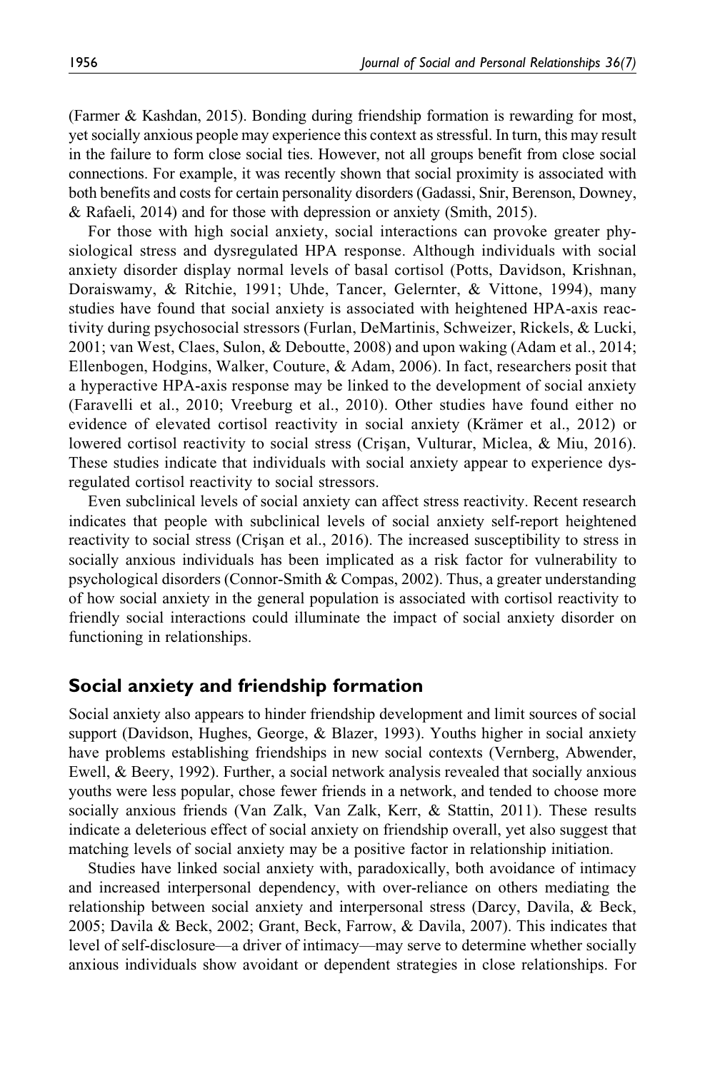(Farmer & Kashdan, 2015). Bonding during friendship formation is rewarding for most, yet socially anxious people may experience this context as stressful. In turn, this may result in the failure to form close social ties. However, not all groups benefit from close social connections. For example, it was recently shown that social proximity is associated with both benefits and costs for certain personality disorders (Gadassi, Snir, Berenson, Downey, & Rafaeli, 2014) and for those with depression or anxiety (Smith, 2015).

For those with high social anxiety, social interactions can provoke greater physiological stress and dysregulated HPA response. Although individuals with social anxiety disorder display normal levels of basal cortisol (Potts, Davidson, Krishnan, Doraiswamy, & Ritchie, 1991; Uhde, Tancer, Gelernter, & Vittone, 1994), many studies have found that social anxiety is associated with heightened HPA-axis reactivity during psychosocial stressors (Furlan, DeMartinis, Schweizer, Rickels, & Lucki, 2001; van West, Claes, Sulon, & Deboutte, 2008) and upon waking (Adam et al., 2014; Ellenbogen, Hodgins, Walker, Couture, & Adam, 2006). In fact, researchers posit that a hyperactive HPA-axis response may be linked to the development of social anxiety (Faravelli et al., 2010; Vreeburg et al., 2010). Other studies have found either no evidence of elevated cortisol reactivity in social anxiety (Krämer et al., 2012) or lowered cortisol reactivity to social stress (Crişan, Vulturar, Miclea, & Miu, 2016). These studies indicate that individuals with social anxiety appear to experience dysregulated cortisol reactivity to social stressors.

Even subclinical levels of social anxiety can affect stress reactivity. Recent research indicates that people with subclinical levels of social anxiety self-report heightened reactivity to social stress (Crişan et al., 2016). The increased susceptibility to stress in socially anxious individuals has been implicated as a risk factor for vulnerability to psychological disorders (Connor-Smith & Compas, 2002). Thus, a greater understanding of how social anxiety in the general population is associated with cortisol reactivity to friendly social interactions could illuminate the impact of social anxiety disorder on functioning in relationships.

## Social anxiety and friendship formation

Social anxiety also appears to hinder friendship development and limit sources of social support (Davidson, Hughes, George, & Blazer, 1993). Youths higher in social anxiety have problems establishing friendships in new social contexts (Vernberg, Abwender, Ewell, & Beery, 1992). Further, a social network analysis revealed that socially anxious youths were less popular, chose fewer friends in a network, and tended to choose more socially anxious friends (Van Zalk, Van Zalk, Kerr, & Stattin, 2011). These results indicate a deleterious effect of social anxiety on friendship overall, yet also suggest that matching levels of social anxiety may be a positive factor in relationship initiation.

Studies have linked social anxiety with, paradoxically, both avoidance of intimacy and increased interpersonal dependency, with over-reliance on others mediating the relationship between social anxiety and interpersonal stress (Darcy, Davila, & Beck, 2005; Davila & Beck, 2002; Grant, Beck, Farrow, & Davila, 2007). This indicates that level of self-disclosure—a driver of intimacy—may serve to determine whether socially anxious individuals show avoidant or dependent strategies in close relationships. For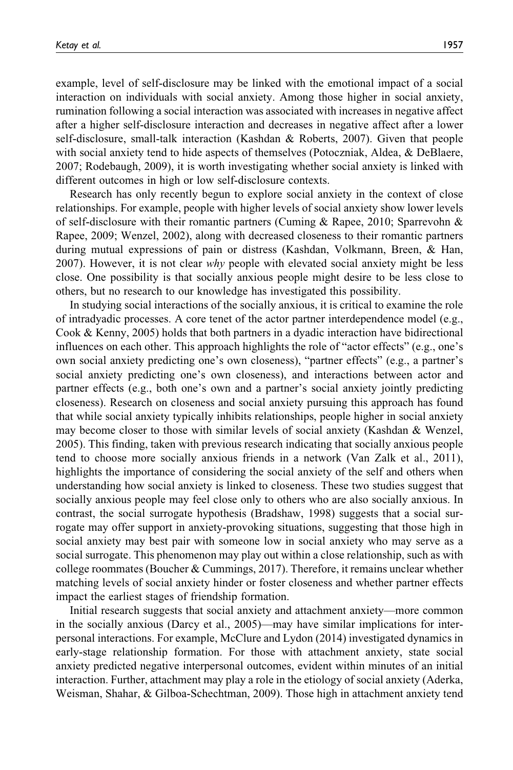example, level of self-disclosure may be linked with the emotional impact of a social interaction on individuals with social anxiety. Among those higher in social anxiety, rumination following a social interaction was associated with increases in negative affect after a higher self-disclosure interaction and decreases in negative affect after a lower self-disclosure, small-talk interaction (Kashdan & Roberts, 2007). Given that people with social anxiety tend to hide aspects of themselves (Potoczniak, Aldea, & DeBlaere, 2007; Rodebaugh, 2009), it is worth investigating whether social anxiety is linked with different outcomes in high or low self-disclosure contexts.

Research has only recently begun to explore social anxiety in the context of close relationships. For example, people with higher levels of social anxiety show lower levels of self-disclosure with their romantic partners (Cuming & Rapee, 2010; Sparrevohn & Rapee, 2009; Wenzel, 2002), along with decreased closeness to their romantic partners during mutual expressions of pain or distress (Kashdan, Volkmann, Breen, & Han, 2007). However, it is not clear *why* people with elevated social anxiety might be less close. One possibility is that socially anxious people might desire to be less close to others, but no research to our knowledge has investigated this possibility.

In studying social interactions of the socially anxious, it is critical to examine the role of intradyadic processes. A core tenet of the actor partner interdependence model (e.g., Cook & Kenny, 2005) holds that both partners in a dyadic interaction have bidirectional influences on each other. This approach highlights the role of "actor effects" (e.g., one's own social anxiety predicting one's own closeness), "partner effects" (e.g., a partner's social anxiety predicting one's own closeness), and interactions between actor and partner effects (e.g., both one's own and a partner's social anxiety jointly predicting closeness). Research on closeness and social anxiety pursuing this approach has found that while social anxiety typically inhibits relationships, people higher in social anxiety may become closer to those with similar levels of social anxiety (Kashdan & Wenzel, 2005). This finding, taken with previous research indicating that socially anxious people tend to choose more socially anxious friends in a network (Van Zalk et al., 2011), highlights the importance of considering the social anxiety of the self and others when understanding how social anxiety is linked to closeness. These two studies suggest that socially anxious people may feel close only to others who are also socially anxious. In contrast, the social surrogate hypothesis (Bradshaw, 1998) suggests that a social surrogate may offer support in anxiety-provoking situations, suggesting that those high in social anxiety may best pair with someone low in social anxiety who may serve as a social surrogate. This phenomenon may play out within a close relationship, such as with college roommates (Boucher & Cummings, 2017). Therefore, it remains unclear whether matching levels of social anxiety hinder or foster closeness and whether partner effects impact the earliest stages of friendship formation.

Initial research suggests that social anxiety and attachment anxiety—more common in the socially anxious (Darcy et al., 2005)—may have similar implications for interpersonal interactions. For example, McClure and Lydon (2014) investigated dynamics in early-stage relationship formation. For those with attachment anxiety, state social anxiety predicted negative interpersonal outcomes, evident within minutes of an initial interaction. Further, attachment may play a role in the etiology of social anxiety (Aderka, Weisman, Shahar, & Gilboa-Schechtman, 2009). Those high in attachment anxiety tend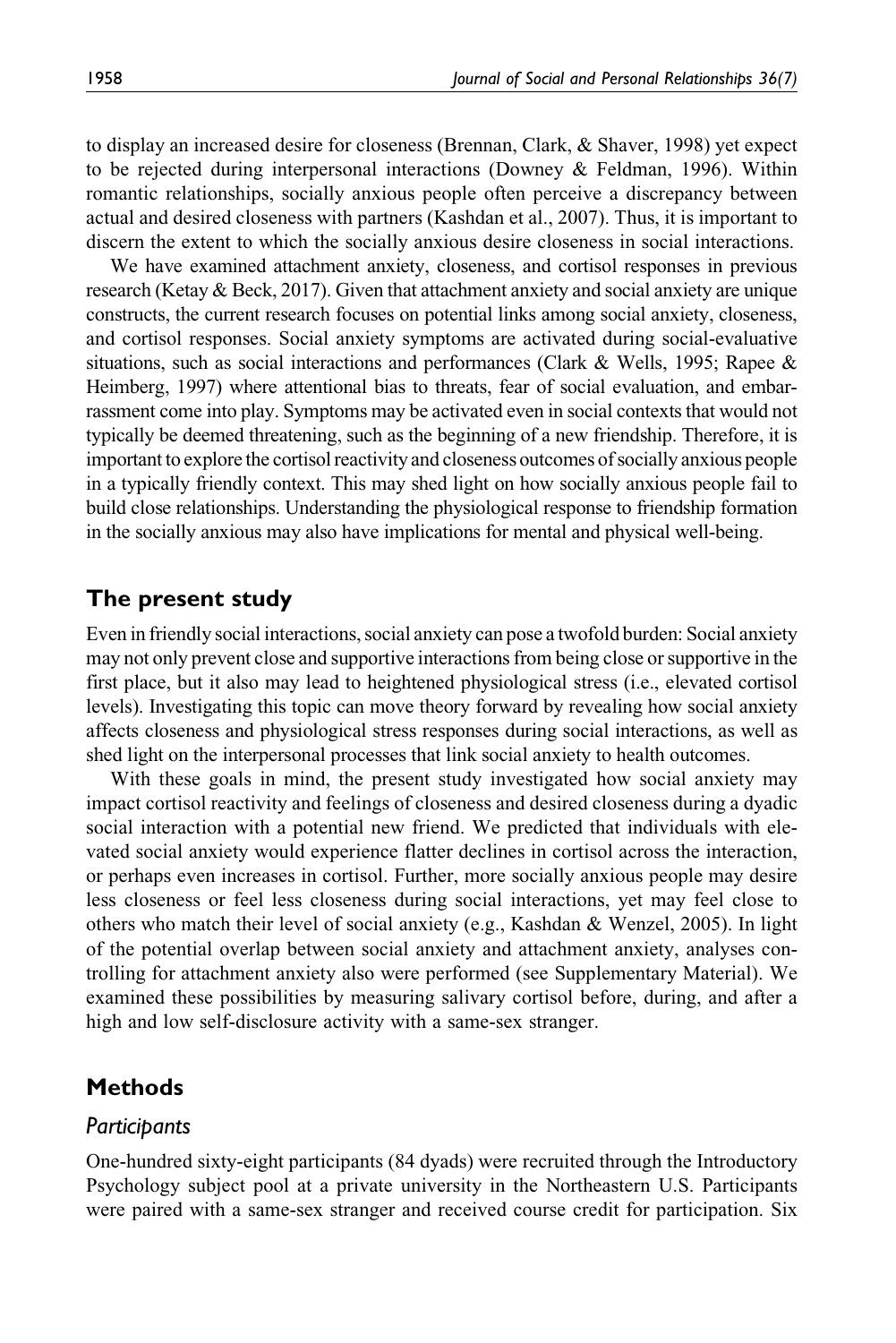to display an increased desire for closeness (Brennan, Clark, & Shaver, 1998) yet expect to be rejected during interpersonal interactions (Downey & Feldman, 1996). Within romantic relationships, socially anxious people often perceive a discrepancy between actual and desired closeness with partners (Kashdan et al., 2007). Thus, it is important to discern the extent to which the socially anxious desire closeness in social interactions.

We have examined attachment anxiety, closeness, and cortisol responses in previous research (Ketay & Beck, 2017). Given that attachment anxiety and social anxiety are unique constructs, the current research focuses on potential links among social anxiety, closeness, and cortisol responses. Social anxiety symptoms are activated during social-evaluative situations, such as social interactions and performances (Clark & Wells, 1995; Rapee & Heimberg, 1997) where attentional bias to threats, fear of social evaluation, and embarrassment come into play. Symptoms may be activated even in social contexts that would not typically be deemed threatening, such as the beginning of a new friendship. Therefore, it is important to explore the cortisol reactivity and closeness outcomes of socially anxious people in a typically friendly context. This may shed light on how socially anxious people fail to build close relationships. Understanding the physiological response to friendship formation in the socially anxious may also have implications for mental and physical well-being.

## The present study

Even in friendly social interactions, social anxiety can pose a twofold burden: Social anxiety may not only prevent close and supportive interactions from being close or supportive in the first place, but it also may lead to heightened physiological stress (i.e., elevated cortisol levels). Investigating this topic can move theory forward by revealing how social anxiety affects closeness and physiological stress responses during social interactions, as well as shed light on the interpersonal processes that link social anxiety to health outcomes.

With these goals in mind, the present study investigated how social anxiety may impact cortisol reactivity and feelings of closeness and desired closeness during a dyadic social interaction with a potential new friend. We predicted that individuals with elevated social anxiety would experience flatter declines in cortisol across the interaction, or perhaps even increases in cortisol. Further, more socially anxious people may desire less closeness or feel less closeness during social interactions, yet may feel close to others who match their level of social anxiety (e.g., Kashdan & Wenzel, 2005). In light of the potential overlap between social anxiety and attachment anxiety, analyses controlling for attachment anxiety also were performed (see Supplementary Material). We examined these possibilities by measuring salivary cortisol before, during, and after a high and low self-disclosure activity with a same-sex stranger.

## Methods

### *Participants*

One-hundred sixty-eight participants (84 dyads) were recruited through the Introductory Psychology subject pool at a private university in the Northeastern U.S. Participants were paired with a same-sex stranger and received course credit for participation. Six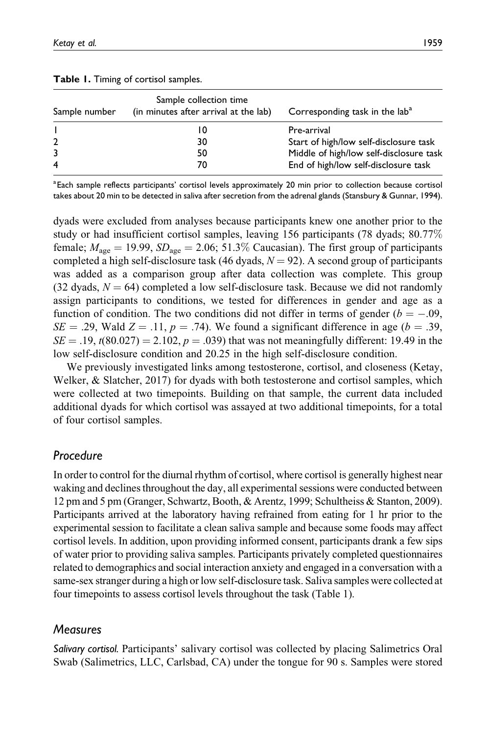**Table 1.** Timing of cortisol samples.

| Sample number | Sample collection time (in minutes after arrival at the lab) | Corresponding task in the lab[a] |
|---|---|---|
| 1 | 10 | Pre-arrival |
| 2 | 30 | Start of high/low self-disclosure task |
| 3 | 50 | Middle of high/low self-disclosure task |
| 4 | 70 | End of high/low self-disclosure task |

[a]Each sample reflects participants' cortisol levels approximately 20 min prior to collection because cortisol takes about 20 min to be detected in saliva after secretion from the adrenal glands (Stansbury & Gunnar, 1994).

dyads were excluded from analyses because participants knew one another prior to the study or had insufficient cortisol samples, leaving 156 participants (78 dyads; 80.77% female; $M_{age} = 19.99$, $SD_{age} = 2.06$; 51.3% Caucasian). The first group of participants completed a high self-disclosure task (46 dyads, $N = 92$). A second group of participants was added as a comparison group after data collection was complete. This group (32 dyads, $N = 64$) completed a low self-disclosure task. Because we did not randomly assign participants to conditions, we tested for differences in gender and age as a function of condition. The two conditions did not differ in terms of gender ($b = -.09$, $SE = .29$, Wald $Z = .11$, $p = .74$). We found a significant difference in age ($b = .39$, $SE = .19$, $t(80.027) = 2.102$, $p = .039$) that was not meaningfully different: 19.49 in the low self-disclosure condition and 20.25 in the high self-disclosure condition.

We previously investigated links among testosterone, cortisol, and closeness (Ketay, Welker, & Slatcher, 2017) for dyads with both testosterone and cortisol samples, which were collected at two timepoints. Building on that sample, the current data included additional dyads for which cortisol was assayed at two additional timepoints, for a total of four cortisol samples.

## *Procedure*

In order to control for the diurnal rhythm of cortisol, where cortisol is generally highest near waking and declines throughout the day, all experimental sessions were conducted between 12 pm and 5 pm (Granger, Schwartz, Booth, & Arentz, 1999; Schultheiss & Stanton, 2009). Participants arrived at the laboratory having refrained from eating for 1 hr prior to the experimental session to facilitate a clean saliva sample and because some foods may affect cortisol levels. In addition, upon providing informed consent, participants drank a few sips of water prior to providing saliva samples. Participants privately completed questionnaires related to demographics and social interaction anxiety and engaged in a conversation with a same-sex stranger during a high or low self-disclosure task. Saliva samples were collected at four timepoints to assess cortisol levels throughout the task (Table 1).

## *Measures*

*Salivary cortisol.* Participants' salivary cortisol was collected by placing Salimetrics Oral Swab (Salimetrics, LLC, Carlsbad, CA) under the tongue for 90 s. Samples were stored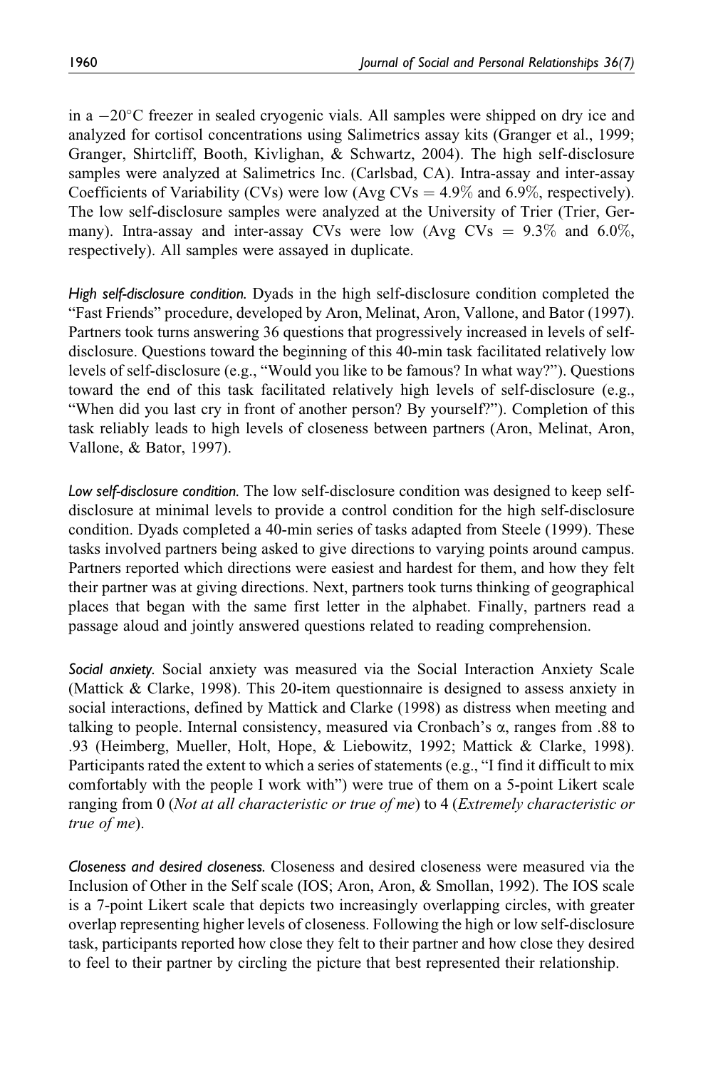in a −20°C freezer in sealed cryogenic vials. All samples were shipped on dry ice and analyzed for cortisol concentrations using Salimetrics assay kits (Granger et al., 1999; Granger, Shirtcliff, Booth, Kivlighan, & Schwartz, 2004). The high self-disclosure samples were analyzed at Salimetrics Inc. (Carlsbad, CA). Intra-assay and inter-assay Coefficients of Variability (CVs) were low (Avg CVs = 4.9% and 6.9%, respectively). The low self-disclosure samples were analyzed at the University of Trier (Trier, Germany). Intra-assay and inter-assay CVs were low (Avg CVs = 9.3% and 6.0%, respectively). All samples were assayed in duplicate.

*High self-disclosure condition.* Dyads in the high self-disclosure condition completed the "Fast Friends" procedure, developed by Aron, Melinat, Aron, Vallone, and Bator (1997). Partners took turns answering 36 questions that progressively increased in levels of self-disclosure. Questions toward the beginning of this 40-min task facilitated relatively low levels of self-disclosure (e.g., "Would you like to be famous? In what way?"). Questions toward the end of this task facilitated relatively high levels of self-disclosure (e.g., "When did you last cry in front of another person? By yourself?"). Completion of this task reliably leads to high levels of closeness between partners (Aron, Melinat, Aron, Vallone, & Bator, 1997).

*Low self-disclosure condition.* The low self-disclosure condition was designed to keep self-disclosure at minimal levels to provide a control condition for the high self-disclosure condition. Dyads completed a 40-min series of tasks adapted from Steele (1999). These tasks involved partners being asked to give directions to varying points around campus. Partners reported which directions were easiest and hardest for them, and how they felt their partner was at giving directions. Next, partners took turns thinking of geographical places that began with the same first letter in the alphabet. Finally, partners read a passage aloud and jointly answered questions related to reading comprehension.

*Social anxiety.* Social anxiety was measured via the Social Interaction Anxiety Scale (Mattick & Clarke, 1998). This 20-item questionnaire is designed to assess anxiety in social interactions, defined by Mattick and Clarke (1998) as distress when meeting and talking to people. Internal consistency, measured via Cronbach's $\alpha$, ranges from .88 to .93 (Heimberg, Mueller, Holt, Hope, & Liebowitz, 1992; Mattick & Clarke, 1998). Participants rated the extent to which a series of statements (e.g., "I find it difficult to mix comfortably with the people I work with") were true of them on a 5-point Likert scale ranging from 0 (*Not at all characteristic or true of me*) to 4 (*Extremely characteristic or true of me*).

*Closeness and desired closeness.* Closeness and desired closeness were measured via the Inclusion of Other in the Self scale (IOS; Aron, Aron, & Smollan, 1992). The IOS scale is a 7-point Likert scale that depicts two increasingly overlapping circles, with greater overlap representing higher levels of closeness. Following the high or low self-disclosure task, participants reported how close they felt to their partner and how close they desired to feel to their partner by circling the picture that best represented their relationship.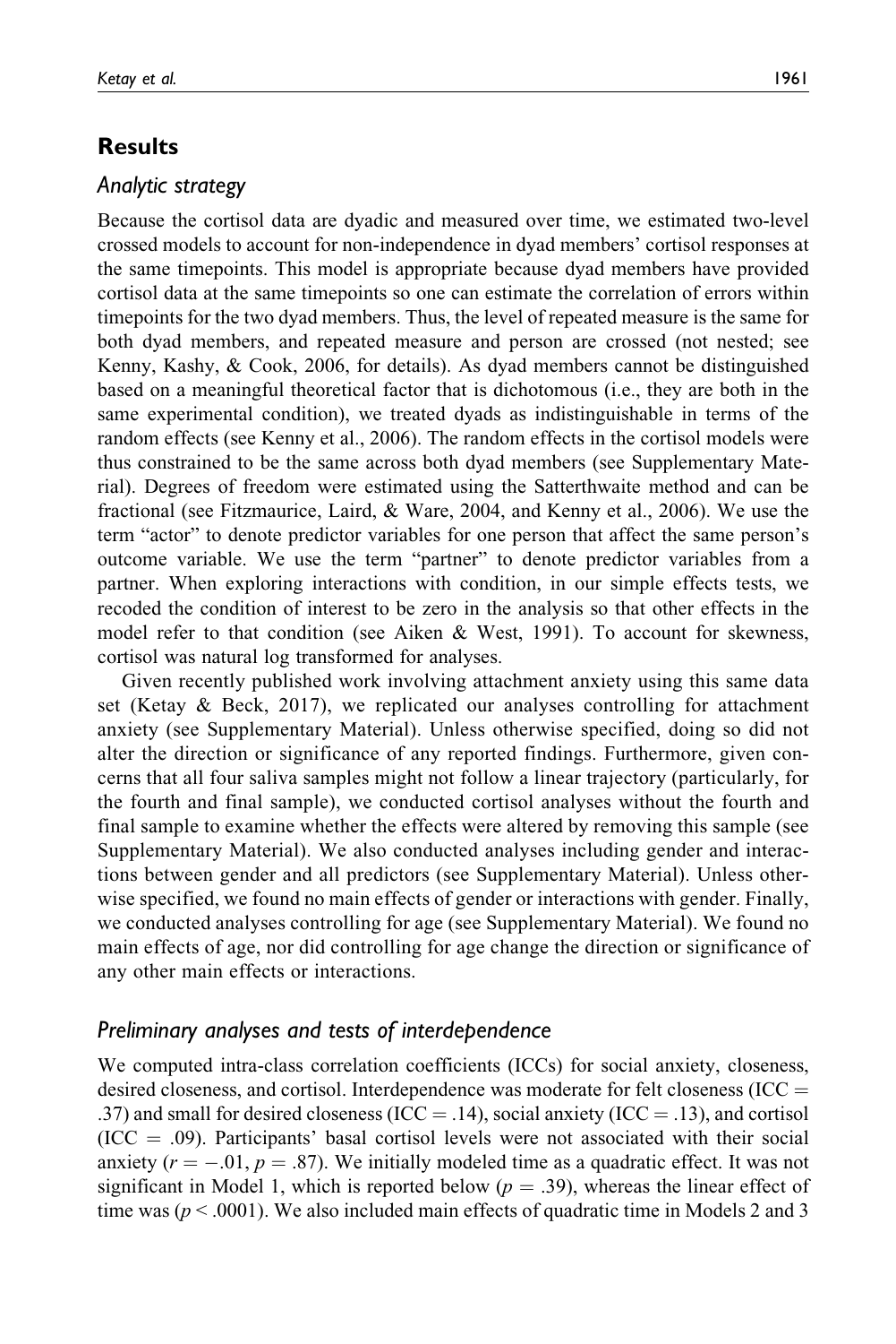## Results

### *Analytic strategy*

Because the cortisol data are dyadic and measured over time, we estimated two-level crossed models to account for non-independence in dyad members' cortisol responses at the same timepoints. This model is appropriate because dyad members have provided cortisol data at the same timepoints so one can estimate the correlation of errors within timepoints for the two dyad members. Thus, the level of repeated measure is the same for both dyad members, and repeated measure and person are crossed (not nested; see Kenny, Kashy, & Cook, 2006, for details). As dyad members cannot be distinguished based on a meaningful theoretical factor that is dichotomous (i.e., they are both in the same experimental condition), we treated dyads as indistinguishable in terms of the random effects (see Kenny et al., 2006). The random effects in the cortisol models were thus constrained to be the same across both dyad members (see Supplementary Material). Degrees of freedom were estimated using the Satterthwaite method and can be fractional (see Fitzmaurice, Laird, & Ware, 2004, and Kenny et al., 2006). We use the term "actor" to denote predictor variables for one person that affect the same person's outcome variable. We use the term "partner" to denote predictor variables from a partner. When exploring interactions with condition, in our simple effects tests, we recoded the condition of interest to be zero in the analysis so that other effects in the model refer to that condition (see Aiken & West, 1991). To account for skewness, cortisol was natural log transformed for analyses.

Given recently published work involving attachment anxiety using this same data set (Ketay & Beck, 2017), we replicated our analyses controlling for attachment anxiety (see Supplementary Material). Unless otherwise specified, doing so did not alter the direction or significance of any reported findings. Furthermore, given concerns that all four saliva samples might not follow a linear trajectory (particularly, for the fourth and final sample), we conducted cortisol analyses without the fourth and final sample to examine whether the effects were altered by removing this sample (see Supplementary Material). We also conducted analyses including gender and interactions between gender and all predictors (see Supplementary Material). Unless otherwise specified, we found no main effects of gender or interactions with gender. Finally, we conducted analyses controlling for age (see Supplementary Material). We found no main effects of age, nor did controlling for age change the direction or significance of any other main effects or interactions.

### *Preliminary analyses and tests of interdependence*

We computed intra-class correlation coefficients (ICCs) for social anxiety, closeness, desired closeness, and cortisol. Interdependence was moderate for felt closeness (ICC = .37) and small for desired closeness (ICC = .14), social anxiety (ICC = .13), and cortisol (ICC = .09). Participants' basal cortisol levels were not associated with their social anxiety ($r = -.01$, $p = .87$). We initially modeled time as a quadratic effect. It was not significant in Model 1, which is reported below ($p = .39$), whereas the linear effect of time was ($p < .0001$). We also included main effects of quadratic time in Models 2 and 3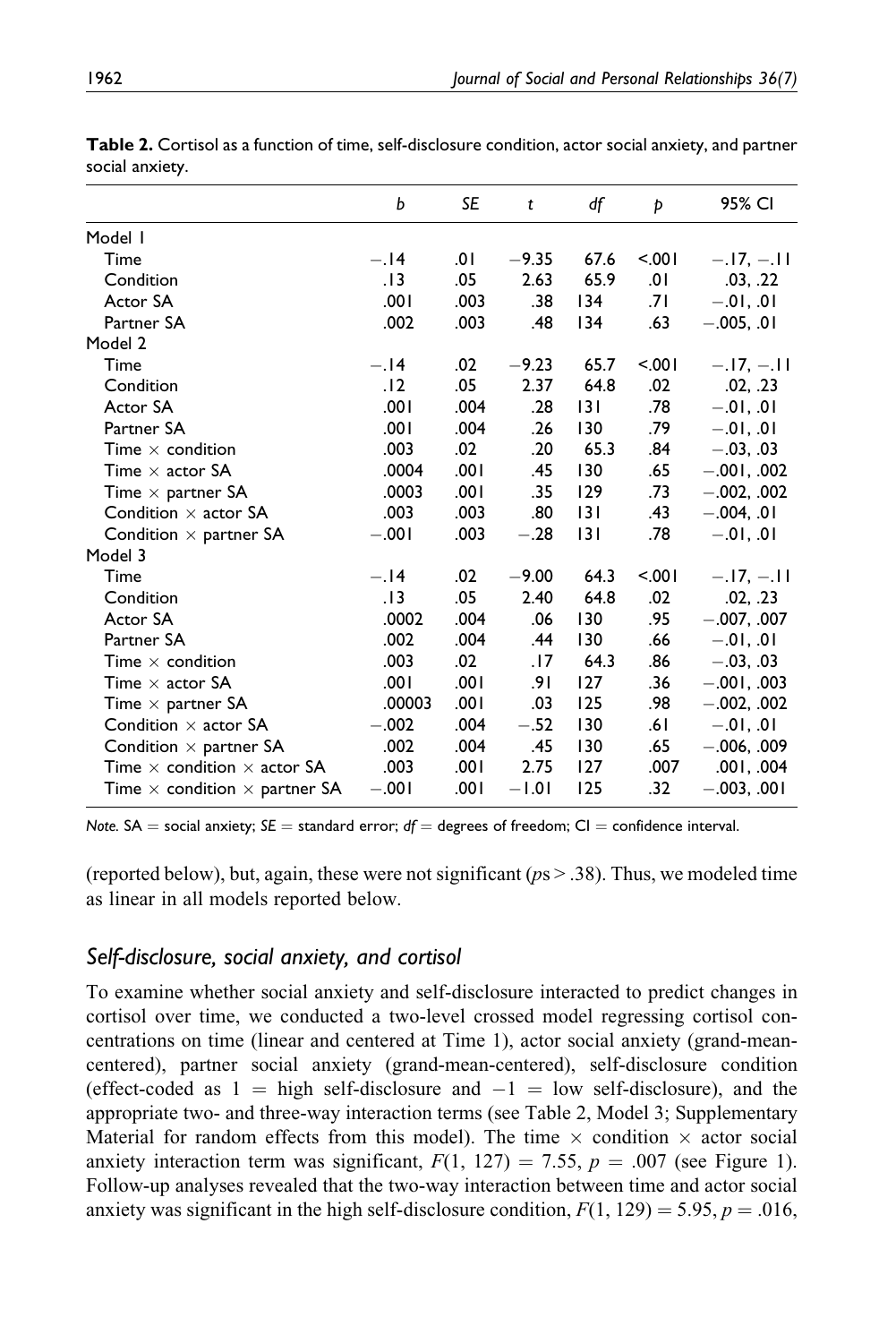**Table 2.** Cortisol as a function of time, self-disclosure condition, actor social anxiety, and partner social anxiety.

| | *b* | *SE* | *t* | *df* | *p* | 95% CI |
|---|---|---|---|---|---|---|
| Model 1 | | | | | | |
| Time | −.14 | .01 | −9.35 | 67.6 | <.001 | −.17, −.11 |
| Condition | .13 | .05 | 2.63 | 65.9 | .01 | .03, .22 |
| Actor SA | .001 | .003 | .38 | 134 | .71 | −.01, .01 |
| Partner SA | .002 | .003 | .48 | 134 | .63 | −.005, .01 |
| Model 2 | | | | | | |
| Time | −.14 | .02 | −9.23 | 65.7 | <.001 | −.17, −.11 |
| Condition | .12 | .05 | 2.37 | 64.8 | .02 | .02, .23 |
| Actor SA | .001 | .004 | .28 | 131 | .78 | −.01, .01 |
| Partner SA | .001 | .004 | .26 | 130 | .79 | −.01, .01 |
| Time × condition | .003 | .02 | .20 | 65.3 | .84 | −.03, .03 |
| Time × actor SA | .0004 | .001 | .45 | 130 | .65 | −.001, .002 |
| Time × partner SA | .0003 | .001 | .35 | 129 | .73 | −.002, .002 |
| Condition × actor SA | .003 | .003 | .80 | 131 | .43 | −.004, .01 |
| Condition × partner SA | −.001 | .003 | −.28 | 131 | .78 | −.01, .01 |
| Model 3 | | | | | | |
| Time | −.14 | .02 | −9.00 | 64.3 | <.001 | −.17, −.11 |
| Condition | .13 | .05 | 2.40 | 64.8 | .02 | .02, .23 |
| Actor SA | .0002 | .004 | .06 | 130 | .95 | −.007, .007 |
| Partner SA | .002 | .004 | .44 | 130 | .66 | −.01, .01 |
| Time × condition | .003 | .02 | .17 | 64.3 | .86 | −.03, .03 |
| Time × actor SA | .001 | .001 | .91 | 127 | .36 | −.001, .003 |
| Time × partner SA | .00003 | .001 | .03 | 125 | .98 | −.002, .002 |
| Condition × actor SA | −.002 | .004 | −.52 | 130 | .61 | −.01, .01 |
| Condition × partner SA | .002 | .004 | .45 | 130 | .65 | −.006, .009 |
| Time × condition × actor SA | .003 | .001 | 2.75 | 127 | .007 | .001, .004 |
| Time × condition × partner SA | −.001 | .001 | −1.01 | 125 | .32 | −.003, .001 |

*Note.* SA = social anxiety; *SE* = standard error; *df* = degrees of freedom; CI = confidence interval.

(reported below), but, again, these were not significant ($ps > .38$). Thus, we modeled time as linear in all models reported below.

### *Self-disclosure, social anxiety, and cortisol*

To examine whether social anxiety and self-disclosure interacted to predict changes in cortisol over time, we conducted a two-level crossed model regressing cortisol concentrations on time (linear and centered at Time 1), actor social anxiety (grand-mean-centered), partner social anxiety (grand-mean-centered), self-disclosure condition (effect-coded as 1 = high self-disclosure and −1 = low self-disclosure), and the appropriate two- and three-way interaction terms (see Table 2, Model 3; Supplementary Material for random effects from this model). The time × condition × actor social anxiety interaction term was significant, $F(1, 127) = 7.55$, $p = .007$ (see Figure 1). Follow-up analyses revealed that the two-way interaction between time and actor social anxiety was significant in the high self-disclosure condition, $F(1, 129) = 5.95$, $p = .016$,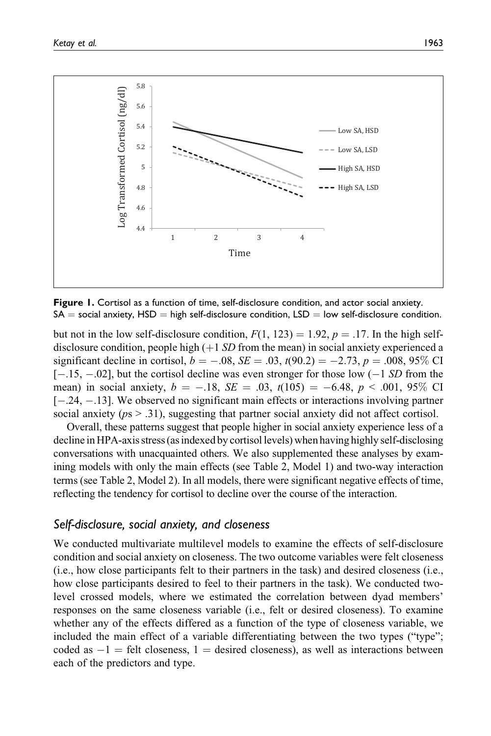**Figure 1.** Cortisol as a function of time, self-disclosure condition, and actor social anxiety. SA = social anxiety, HSD = high self-disclosure condition, LSD = low self-disclosure condition.

but not in the low self-disclosure condition, $F(1, 123) = 1.92$, $p = .17$. In the high self-disclosure condition, people high (+1 *SD* from the mean) in social anxiety experienced a significant decline in cortisol, $b = -.08$, $SE = .03$, $t(90.2) = -2.73$, $p = .008$, 95% CI [−.15, −.02], but the cortisol decline was even stronger for those low (−1 *SD* from the mean) in social anxiety, $b = -.18$, $SE = .03$, $t(105) = -6.48$, $p < .001$, 95% CI [−.24, −.13]. We observed no significant main effects or interactions involving partner social anxiety ($p$s > .31), suggesting that partner social anxiety did not affect cortisol.

Overall, these patterns suggest that people higher in social anxiety experience less of a decline in HPA-axis stress (as indexed by cortisol levels) when having highly self-disclosing conversations with unacquainted others. We also supplemented these analyses by examining models with only the main effects (see Table 2, Model 1) and two-way interaction terms (see Table 2, Model 2). In all models, there were significant negative effects of time, reflecting the tendency for cortisol to decline over the course of the interaction.

## *Self-disclosure, social anxiety, and closeness*

We conducted multivariate multilevel models to examine the effects of self-disclosure condition and social anxiety on closeness. The two outcome variables were felt closeness (i.e., how close participants felt to their partners in the task) and desired closeness (i.e., how close participants desired to feel to their partners in the task). We conducted two-level crossed models, where we estimated the correlation between dyad members' responses on the same closeness variable (i.e., felt or desired closeness). To examine whether any of the effects differed as a function of the type of closeness variable, we included the main effect of a variable differentiating between the two types ("type"; coded as −1 = felt closeness, 1 = desired closeness), as well as interactions between each of the predictors and type.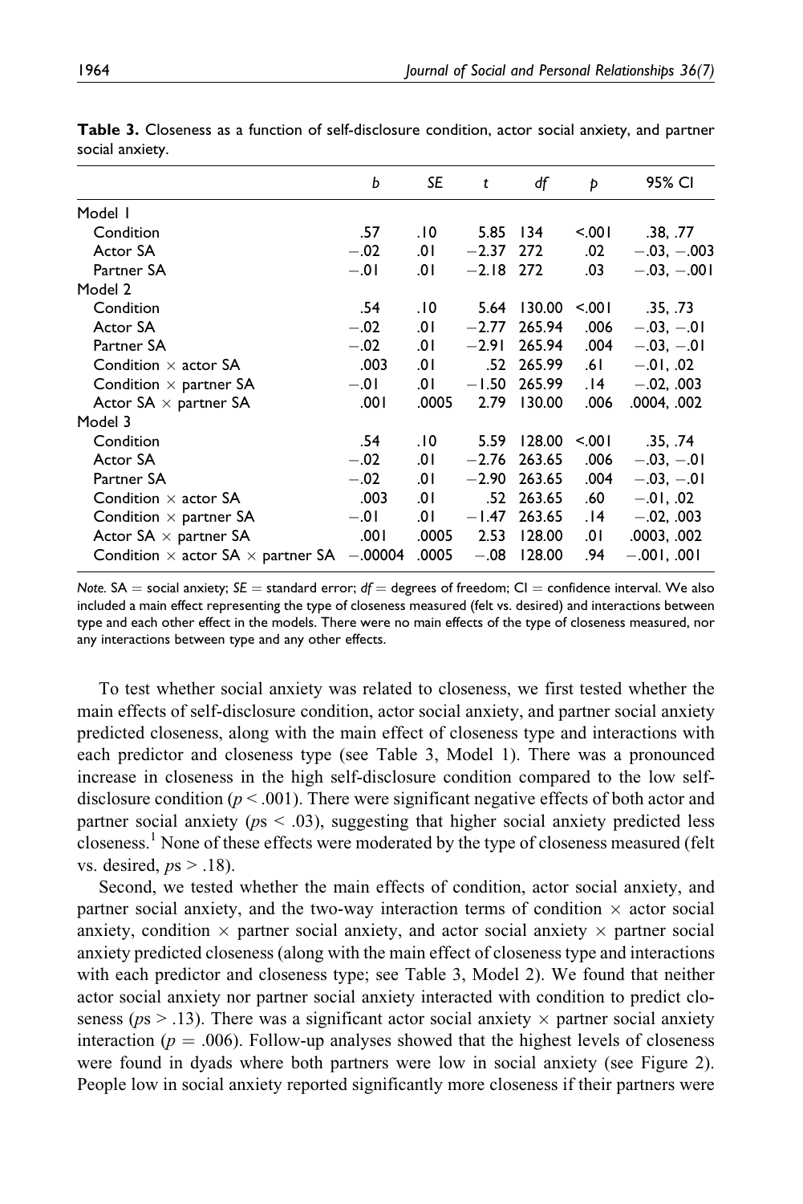**Table 3.** Closeness as a function of self-disclosure condition, actor social anxiety, and partner social anxiety.

| | *b* | *SE* | *t* | *df* | *p* | 95% CI |
|---|---|---|---|---|---|---|
| Model 1 | | | | | | |
| Condition | .57 | .10 | 5.85 | 134 | <.001 | .38, .77 |
| Actor SA | −.02 | .01 | −2.37 | 272 | .02 | −.03, −.003 |
| Partner SA | −.01 | .01 | −2.18 | 272 | .03 | −.03, −.001 |
| Model 2 | | | | | | |
| Condition | .54 | .10 | 5.64 | 130.00 | <.001 | .35, .73 |
| Actor SA | −.02 | .01 | −2.77 | 265.94 | .006 | −.03, −.01 |
| Partner SA | −.02 | .01 | −2.91 | 265.94 | .004 | −.03, −.01 |
| Condition × actor SA | .003 | .01 | .52 | 265.99 | .61 | −.01, .02 |
| Condition × partner SA | −.01 | .01 | −1.50 | 265.99 | .14 | −.02, .003 |
| Actor SA × partner SA | .001 | .0005 | 2.79 | 130.00 | .006 | .0004, .002 |
| Model 3 | | | | | | |
| Condition | .54 | .10 | 5.59 | 128.00 | <.001 | .35, .74 |
| Actor SA | −.02 | .01 | −2.76 | 263.65 | .006 | −.03, −.01 |
| Partner SA | −.02 | .01 | −2.90 | 263.65 | .004 | −.03, −.01 |
| Condition × actor SA | .003 | .01 | .52 | 263.65 | .60 | −.01, .02 |
| Condition × partner SA | −.01 | .01 | −1.47 | 263.65 | .14 | −.02, .003 |
| Actor SA × partner SA | .001 | .0005 | 2.53 | 128.00 | .01 | .0003, .002 |
| Condition × actor SA × partner SA | −.00004 | .0005 | −.08 | 128.00 | .94 | −.001, .001 |

*Note.* SA = social anxiety; *SE* = standard error; *df* = degrees of freedom; CI = confidence interval. We also included a main effect representing the type of closeness measured (felt vs. desired) and interactions between type and each other effect in the models. There were no main effects of the type of closeness measured, nor any interactions between type and any other effects.

To test whether social anxiety was related to closeness, we first tested whether the main effects of self-disclosure condition, actor social anxiety, and partner social anxiety predicted closeness, along with the main effect of closeness type and interactions with each predictor and closeness type (see Table 3, Model 1). There was a pronounced increase in closeness in the high self-disclosure condition compared to the low self-disclosure condition ($p < .001$). There were significant negative effects of both actor and partner social anxiety ($p$s $< .03$), suggesting that higher social anxiety predicted less closeness.[1] None of these effects were moderated by the type of closeness measured (felt vs. desired, $p$s $> .18$).

Second, we tested whether the main effects of condition, actor social anxiety, and partner social anxiety, and the two-way interaction terms of condition × actor social anxiety, condition × partner social anxiety, and actor social anxiety × partner social anxiety predicted closeness (along with the main effect of closeness type and interactions with each predictor and closeness type; see Table 3, Model 2). We found that neither actor social anxiety nor partner social anxiety interacted with condition to predict closeness ($p$s $> .13$). There was a significant actor social anxiety × partner social anxiety interaction ($p = .006$). Follow-up analyses showed that the highest levels of closeness were found in dyads where both partners were low in social anxiety (see Figure 2). People low in social anxiety reported significantly more closeness if their partners were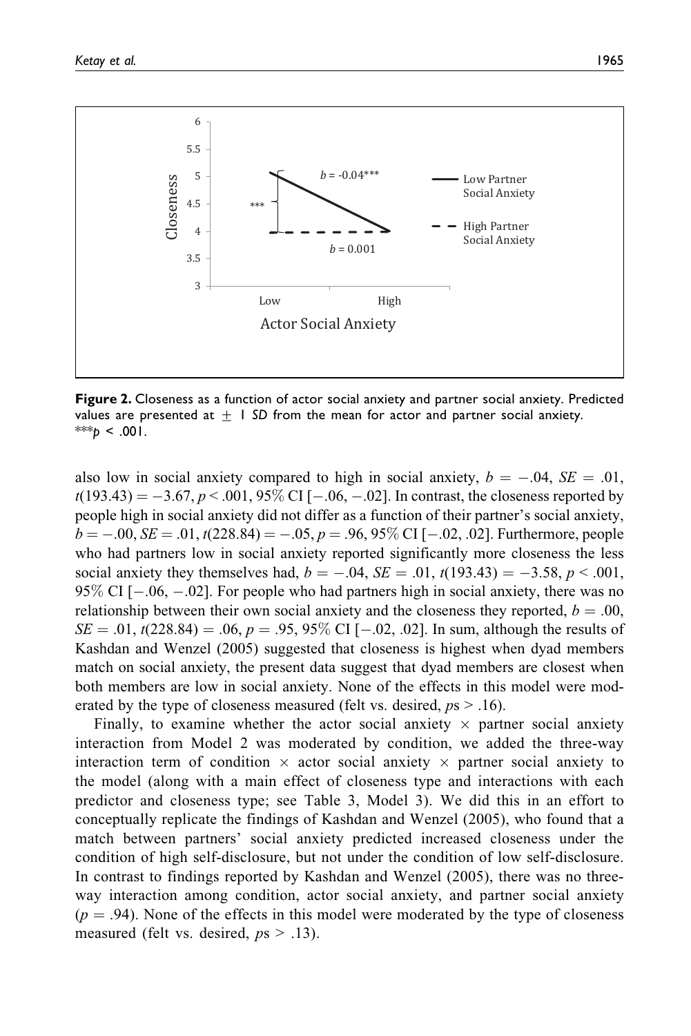**Figure 2.** Closeness as a function of actor social anxiety and partner social anxiety. Predicted values are presented at $\pm$ 1 *SD* from the mean for actor and partner social anxiety. ***$p$ < .001.

also low in social anxiety compared to high in social anxiety, $b = -.04$, $SE = .01$, $t(193.43) = -3.67$, $p < .001$, 95% CI [−.06, −.02]. In contrast, the closeness reported by people high in social anxiety did not differ as a function of their partner's social anxiety, $b = -.00$, $SE = .01$, $t(228.84) = -.05$, $p = .96$, 95% CI [−.02, .02]. Furthermore, people who had partners low in social anxiety reported significantly more closeness the less social anxiety they themselves had, $b = -.04$, $SE = .01$, $t(193.43) = -3.58$, $p < .001$, 95% CI [−.06, −.02]. For people who had partners high in social anxiety, there was no relationship between their own social anxiety and the closeness they reported, $b = .00$, $SE = .01$, $t(228.84) = .06$, $p = .95$, 95% CI [−.02, .02]. In sum, although the results of Kashdan and Wenzel (2005) suggested that closeness is highest when dyad members match on social anxiety, the present data suggest that dyad members are closest when both members are low in social anxiety. None of the effects in this model were moderated by the type of closeness measured (felt vs. desired, $p$s > .16).

Finally, to examine whether the actor social anxiety $\times$ partner social anxiety interaction from Model 2 was moderated by condition, we added the three-way interaction term of condition $\times$ actor social anxiety $\times$ partner social anxiety to the model (along with a main effect of closeness type and interactions with each predictor and closeness type; see Table 3, Model 3). We did this in an effort to conceptually replicate the findings of Kashdan and Wenzel (2005), who found that a match between partners' social anxiety predicted increased closeness under the condition of high self-disclosure, but not under the condition of low self-disclosure. In contrast to findings reported by Kashdan and Wenzel (2005), there was no three-way interaction among condition, actor social anxiety, and partner social anxiety ($p = .94$). None of the effects in this model were moderated by the type of closeness measured (felt vs. desired, $p$s > .13).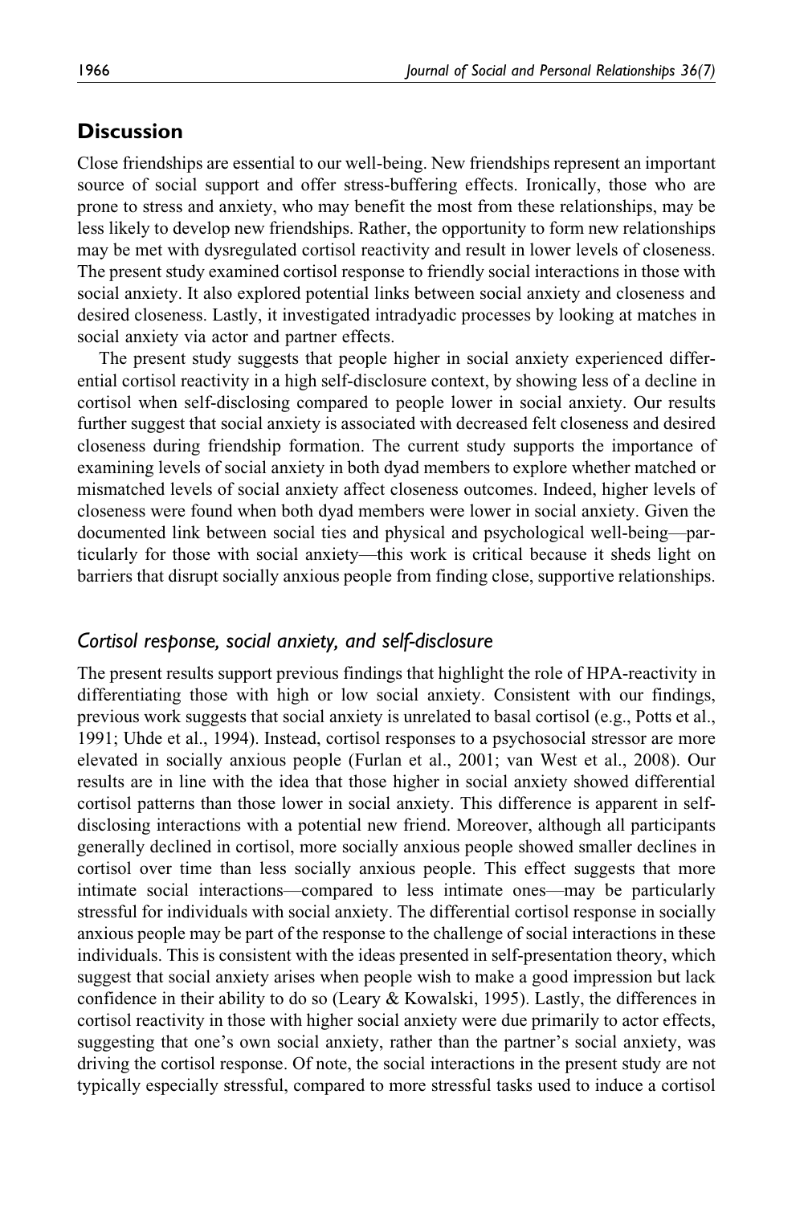## Discussion

Close friendships are essential to our well-being. New friendships represent an important source of social support and offer stress-buffering effects. Ironically, those who are prone to stress and anxiety, who may benefit the most from these relationships, may be less likely to develop new friendships. Rather, the opportunity to form new relationships may be met with dysregulated cortisol reactivity and result in lower levels of closeness. The present study examined cortisol response to friendly social interactions in those with social anxiety. It also explored potential links between social anxiety and closeness and desired closeness. Lastly, it investigated intradyadic processes by looking at matches in social anxiety via actor and partner effects.

The present study suggests that people higher in social anxiety experienced differential cortisol reactivity in a high self-disclosure context, by showing less of a decline in cortisol when self-disclosing compared to people lower in social anxiety. Our results further suggest that social anxiety is associated with decreased felt closeness and desired closeness during friendship formation. The current study supports the importance of examining levels of social anxiety in both dyad members to explore whether matched or mismatched levels of social anxiety affect closeness outcomes. Indeed, higher levels of closeness were found when both dyad members were lower in social anxiety. Given the documented link between social ties and physical and psychological well-being—particularly for those with social anxiety—this work is critical because it sheds light on barriers that disrupt socially anxious people from finding close, supportive relationships.

### *Cortisol response, social anxiety, and self-disclosure*

The present results support previous findings that highlight the role of HPA-reactivity in differentiating those with high or low social anxiety. Consistent with our findings, previous work suggests that social anxiety is unrelated to basal cortisol (e.g., Potts et al., 1991; Uhde et al., 1994). Instead, cortisol responses to a psychosocial stressor are more elevated in socially anxious people (Furlan et al., 2001; van West et al., 2008). Our results are in line with the idea that those higher in social anxiety showed differential cortisol patterns than those lower in social anxiety. This difference is apparent in self-disclosing interactions with a potential new friend. Moreover, although all participants generally declined in cortisol, more socially anxious people showed smaller declines in cortisol over time than less socially anxious people. This effect suggests that more intimate social interactions—compared to less intimate ones—may be particularly stressful for individuals with social anxiety. The differential cortisol response in socially anxious people may be part of the response to the challenge of social interactions in these individuals. This is consistent with the ideas presented in self-presentation theory, which suggest that social anxiety arises when people wish to make a good impression but lack confidence in their ability to do so (Leary & Kowalski, 1995). Lastly, the differences in cortisol reactivity in those with higher social anxiety were due primarily to actor effects, suggesting that one's own social anxiety, rather than the partner's social anxiety, was driving the cortisol response. Of note, the social interactions in the present study are not typically especially stressful, compared to more stressful tasks used to induce a cortisol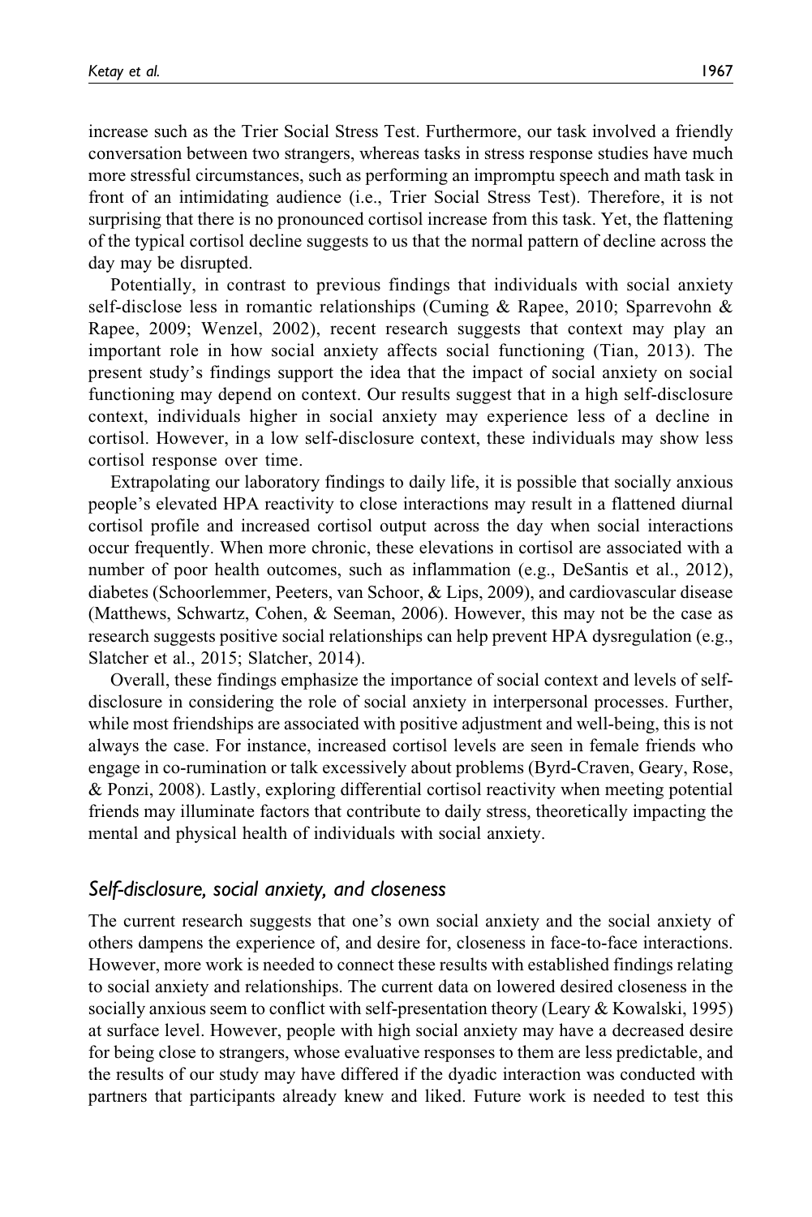increase such as the Trier Social Stress Test. Furthermore, our task involved a friendly conversation between two strangers, whereas tasks in stress response studies have much more stressful circumstances, such as performing an impromptu speech and math task in front of an intimidating audience (i.e., Trier Social Stress Test). Therefore, it is not surprising that there is no pronounced cortisol increase from this task. Yet, the flattening of the typical cortisol decline suggests to us that the normal pattern of decline across the day may be disrupted.

Potentially, in contrast to previous findings that individuals with social anxiety self-disclose less in romantic relationships (Cuming & Rapee, 2010; Sparrevohn & Rapee, 2009; Wenzel, 2002), recent research suggests that context may play an important role in how social anxiety affects social functioning (Tian, 2013). The present study's findings support the idea that the impact of social anxiety on social functioning may depend on context. Our results suggest that in a high self-disclosure context, individuals higher in social anxiety may experience less of a decline in cortisol. However, in a low self-disclosure context, these individuals may show less cortisol response over time.

Extrapolating our laboratory findings to daily life, it is possible that socially anxious people's elevated HPA reactivity to close interactions may result in a flattened diurnal cortisol profile and increased cortisol output across the day when social interactions occur frequently. When more chronic, these elevations in cortisol are associated with a number of poor health outcomes, such as inflammation (e.g., DeSantis et al., 2012), diabetes (Schoorlemmer, Peeters, van Schoor, & Lips, 2009), and cardiovascular disease (Matthews, Schwartz, Cohen, & Seeman, 2006). However, this may not be the case as research suggests positive social relationships can help prevent HPA dysregulation (e.g., Slatcher et al., 2015; Slatcher, 2014).

Overall, these findings emphasize the importance of social context and levels of self-disclosure in considering the role of social anxiety in interpersonal processes. Further, while most friendships are associated with positive adjustment and well-being, this is not always the case. For instance, increased cortisol levels are seen in female friends who engage in co-rumination or talk excessively about problems (Byrd-Craven, Geary, Rose, & Ponzi, 2008). Lastly, exploring differential cortisol reactivity when meeting potential friends may illuminate factors that contribute to daily stress, theoretically impacting the mental and physical health of individuals with social anxiety.

### *Self-disclosure, social anxiety, and closeness*

The current research suggests that one's own social anxiety and the social anxiety of others dampens the experience of, and desire for, closeness in face-to-face interactions. However, more work is needed to connect these results with established findings relating to social anxiety and relationships. The current data on lowered desired closeness in the socially anxious seem to conflict with self-presentation theory (Leary & Kowalski, 1995) at surface level. However, people with high social anxiety may have a decreased desire for being close to strangers, whose evaluative responses to them are less predictable, and the results of our study may have differed if the dyadic interaction was conducted with partners that participants already knew and liked. Future work is needed to test this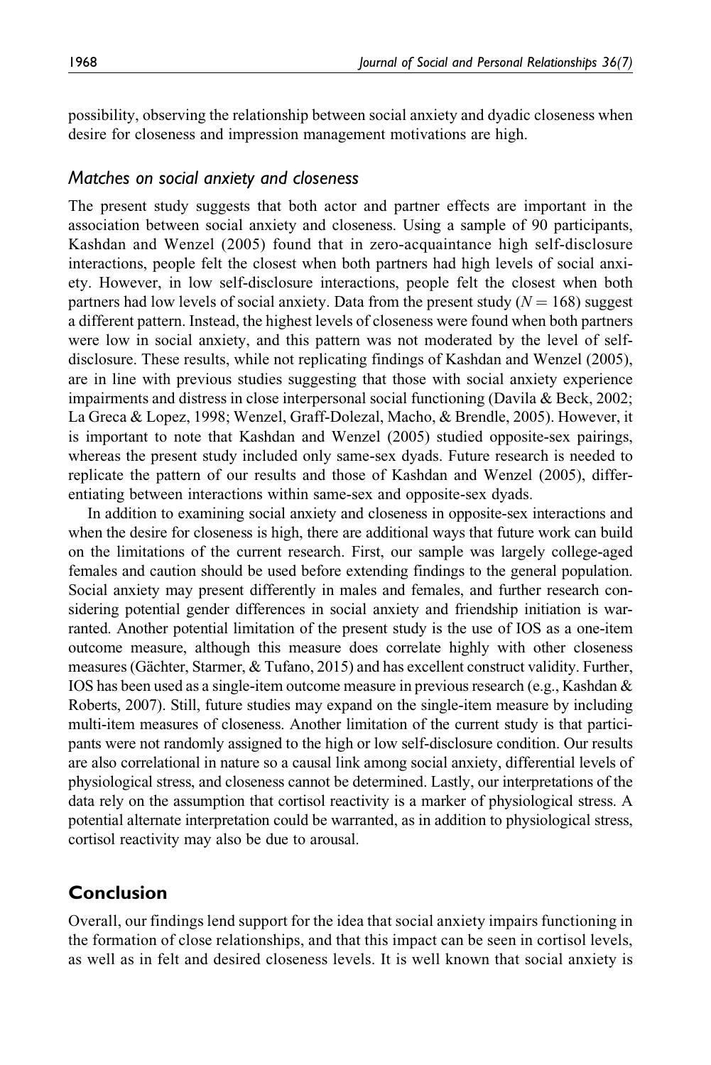possibility, observing the relationship between social anxiety and dyadic closeness when desire for closeness and impression management motivations are high.

### *Matches on social anxiety and closeness*

The present study suggests that both actor and partner effects are important in the association between social anxiety and closeness. Using a sample of 90 participants, Kashdan and Wenzel (2005) found that in zero-acquaintance high self-disclosure interactions, people felt the closest when both partners had high levels of social anxiety. However, in low self-disclosure interactions, people felt the closest when both partners had low levels of social anxiety. Data from the present study ($N = 168$) suggest a different pattern. Instead, the highest levels of closeness were found when both partners were low in social anxiety, and this pattern was not moderated by the level of self-disclosure. These results, while not replicating findings of Kashdan and Wenzel (2005), are in line with previous studies suggesting that those with social anxiety experience impairments and distress in close interpersonal social functioning (Davila & Beck, 2002; La Greca & Lopez, 1998; Wenzel, Graff-Dolezal, Macho, & Brendle, 2005). However, it is important to note that Kashdan and Wenzel (2005) studied opposite-sex pairings, whereas the present study included only same-sex dyads. Future research is needed to replicate the pattern of our results and those of Kashdan and Wenzel (2005), differentiating between interactions within same-sex and opposite-sex dyads.

In addition to examining social anxiety and closeness in opposite-sex interactions and when the desire for closeness is high, there are additional ways that future work can build on the limitations of the current research. First, our sample was largely college-aged females and caution should be used before extending findings to the general population. Social anxiety may present differently in males and females, and further research considering potential gender differences in social anxiety and friendship initiation is warranted. Another potential limitation of the present study is the use of IOS as a one-item outcome measure, although this measure does correlate highly with other closeness measures (Gächter, Starmer, & Tufano, 2015) and has excellent construct validity. Further, IOS has been used as a single-item outcome measure in previous research (e.g., Kashdan & Roberts, 2007). Still, future studies may expand on the single-item measure by including multi-item measures of closeness. Another limitation of the current study is that participants were not randomly assigned to the high or low self-disclosure condition. Our results are also correlational in nature so a causal link among social anxiety, differential levels of physiological stress, and closeness cannot be determined. Lastly, our interpretations of the data rely on the assumption that cortisol reactivity is a marker of physiological stress. A potential alternate interpretation could be warranted, as in addition to physiological stress, cortisol reactivity may also be due to arousal.

## Conclusion

Overall, our findings lend support for the idea that social anxiety impairs functioning in the formation of close relationships, and that this impact can be seen in cortisol levels, as well as in felt and desired closeness levels. It is well known that social anxiety is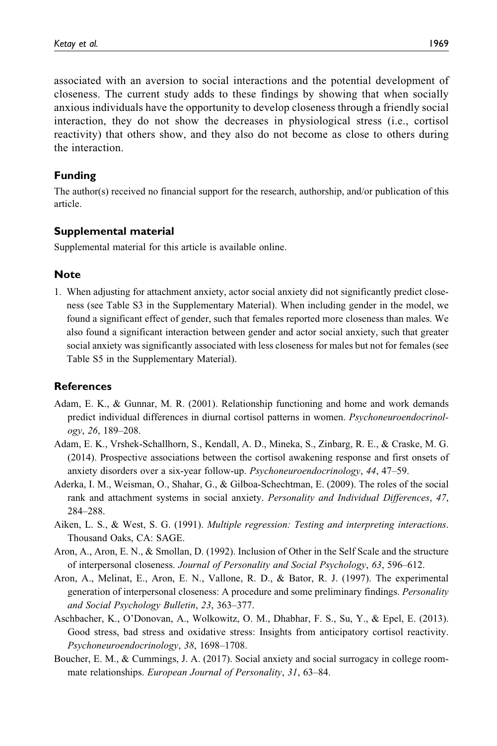associated with an aversion to social interactions and the potential development of closeness. The current study adds to these findings by showing that when socially anxious individuals have the opportunity to develop closeness through a friendly social interaction, they do not show the decreases in physiological stress (i.e., cortisol reactivity) that others show, and they also do not become as close to others during the interaction.

### Funding

The author(s) received no financial support for the research, authorship, and/or publication of this article.

### Supplemental material

Supplemental material for this article is available online.

### Note

1. When adjusting for attachment anxiety, actor social anxiety did not significantly predict closeness (see Table S3 in the Supplementary Material). When including gender in the model, we found a significant effect of gender, such that females reported more closeness than males. We also found a significant interaction between gender and actor social anxiety, such that greater social anxiety was significantly associated with less closeness for males but not for females (see Table S5 in the Supplementary Material).

### References

Adam, E. K., & Gunnar, M. R. (2001). Relationship functioning and home and work demands predict individual differences in diurnal cortisol patterns in women. *Psychoneuroendocrinology*, *26*, 189–208.

Adam, E. K., Vrshek-Schallhorn, S., Kendall, A. D., Mineka, S., Zinbarg, R. E., & Craske, M. G. (2014). Prospective associations between the cortisol awakening response and first onsets of anxiety disorders over a six-year follow-up. *Psychoneuroendocrinology*, *44*, 47–59.

Aderka, I. M., Weisman, O., Shahar, G., & Gilboa-Schechtman, E. (2009). The roles of the social rank and attachment systems in social anxiety. *Personality and Individual Differences*, *47*, 284–288.

Aiken, L. S., & West, S. G. (1991). *Multiple regression: Testing and interpreting interactions*. Thousand Oaks, CA: SAGE.

Aron, A., Aron, E. N., & Smollan, D. (1992). Inclusion of Other in the Self Scale and the structure of interpersonal closeness. *Journal of Personality and Social Psychology*, *63*, 596–612.

Aron, A., Melinat, E., Aron, E. N., Vallone, R. D., & Bator, R. J. (1997). The experimental generation of interpersonal closeness: A procedure and some preliminary findings. *Personality and Social Psychology Bulletin*, *23*, 363–377.

Aschbacher, K., O'Donovan, A., Wolkowitz, O. M., Dhabhar, F. S., Su, Y., & Epel, E. (2013). Good stress, bad stress and oxidative stress: Insights from anticipatory cortisol reactivity. *Psychoneuroendocrinology*, *38*, 1698–1708.

Boucher, E. M., & Cummings, J. A. (2017). Social anxiety and social surrogacy in college roommate relationships. *European Journal of Personality*, *31*, 63–84.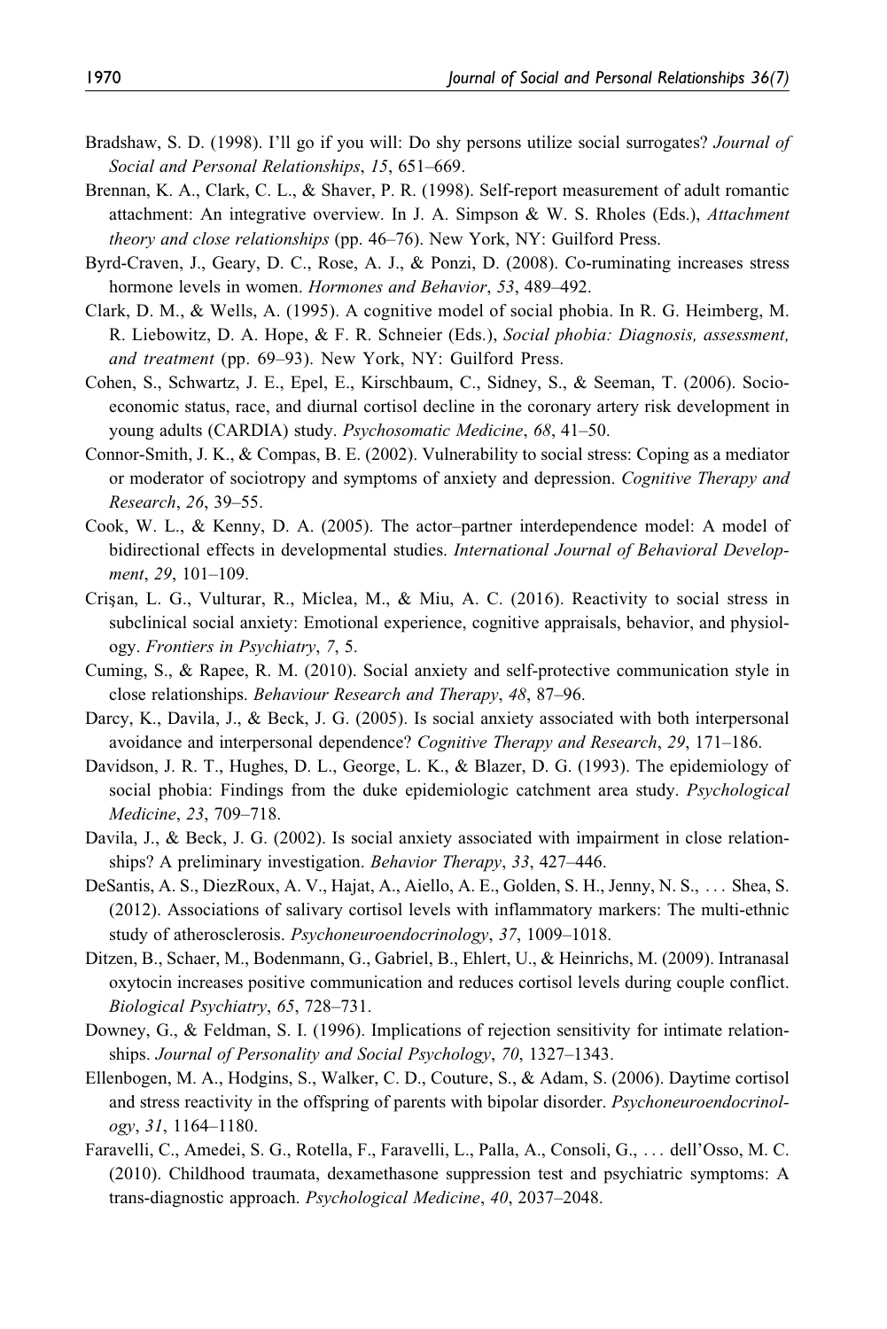Bradshaw, S. D. (1998). I'll go if you will: Do shy persons utilize social surrogates? *Journal of Social and Personal Relationships*, *15*, 651–669.

Brennan, K. A., Clark, C. L., & Shaver, P. R. (1998). Self-report measurement of adult romantic attachment: An integrative overview. In J. A. Simpson & W. S. Rholes (Eds.), *Attachment theory and close relationships* (pp. 46–76). New York, NY: Guilford Press.

Byrd-Craven, J., Geary, D. C., Rose, A. J., & Ponzi, D. (2008). Co-ruminating increases stress hormone levels in women. *Hormones and Behavior*, *53*, 489–492.

Clark, D. M., & Wells, A. (1995). A cognitive model of social phobia. In R. G. Heimberg, M. R. Liebowitz, D. A. Hope, & F. R. Schneier (Eds.), *Social phobia: Diagnosis, assessment, and treatment* (pp. 69–93). New York, NY: Guilford Press.

Cohen, S., Schwartz, J. E., Epel, E., Kirschbaum, C., Sidney, S., & Seeman, T. (2006). Socio-economic status, race, and diurnal cortisol decline in the coronary artery risk development in young adults (CARDIA) study. *Psychosomatic Medicine*, *68*, 41–50.

Connor-Smith, J. K., & Compas, B. E. (2002). Vulnerability to social stress: Coping as a mediator or moderator of sociotropy and symptoms of anxiety and depression. *Cognitive Therapy and Research*, *26*, 39–55.

Cook, W. L., & Kenny, D. A. (2005). The actor–partner interdependence model: A model of bidirectional effects in developmental studies. *International Journal of Behavioral Development*, *29*, 101–109.

Crişan, L. G., Vulturar, R., Miclea, M., & Miu, A. C. (2016). Reactivity to social stress in subclinical social anxiety: Emotional experience, cognitive appraisals, behavior, and physiology. *Frontiers in Psychiatry*, *7*, 5.

Cuming, S., & Rapee, R. M. (2010). Social anxiety and self-protective communication style in close relationships. *Behaviour Research and Therapy*, *48*, 87–96.

Darcy, K., Davila, J., & Beck, J. G. (2005). Is social anxiety associated with both interpersonal avoidance and interpersonal dependence? *Cognitive Therapy and Research*, *29*, 171–186.

Davidson, J. R. T., Hughes, D. L., George, L. K., & Blazer, D. G. (1993). The epidemiology of social phobia: Findings from the duke epidemiologic catchment area study. *Psychological Medicine*, *23*, 709–718.

Davila, J., & Beck, J. G. (2002). Is social anxiety associated with impairment in close relationships? A preliminary investigation. *Behavior Therapy*, *33*, 427–446.

DeSantis, A. S., DiezRoux, A. V., Hajat, A., Aiello, A. E., Golden, S. H., Jenny, N. S., ... Shea, S. (2012). Associations of salivary cortisol levels with inflammatory markers: The multi-ethnic study of atherosclerosis. *Psychoneuroendocrinology*, *37*, 1009–1018.

Ditzen, B., Schaer, M., Bodenmann, G., Gabriel, B., Ehlert, U., & Heinrichs, M. (2009). Intranasal oxytocin increases positive communication and reduces cortisol levels during couple conflict. *Biological Psychiatry*, *65*, 728–731.

Downey, G., & Feldman, S. I. (1996). Implications of rejection sensitivity for intimate relationships. *Journal of Personality and Social Psychology*, *70*, 1327–1343.

Ellenbogen, M. A., Hodgins, S., Walker, C. D., Couture, S., & Adam, S. (2006). Daytime cortisol and stress reactivity in the offspring of parents with bipolar disorder. *Psychoneuroendocrinology*, *31*, 1164–1180.

Faravelli, C., Amedei, S. G., Rotella, F., Faravelli, L., Palla, A., Consoli, G., ... dell'Osso, M. C. (2010). Childhood traumata, dexamethasone suppression test and psychiatric symptoms: A trans-diagnostic approach. *Psychological Medicine*, *40*, 2037–2048.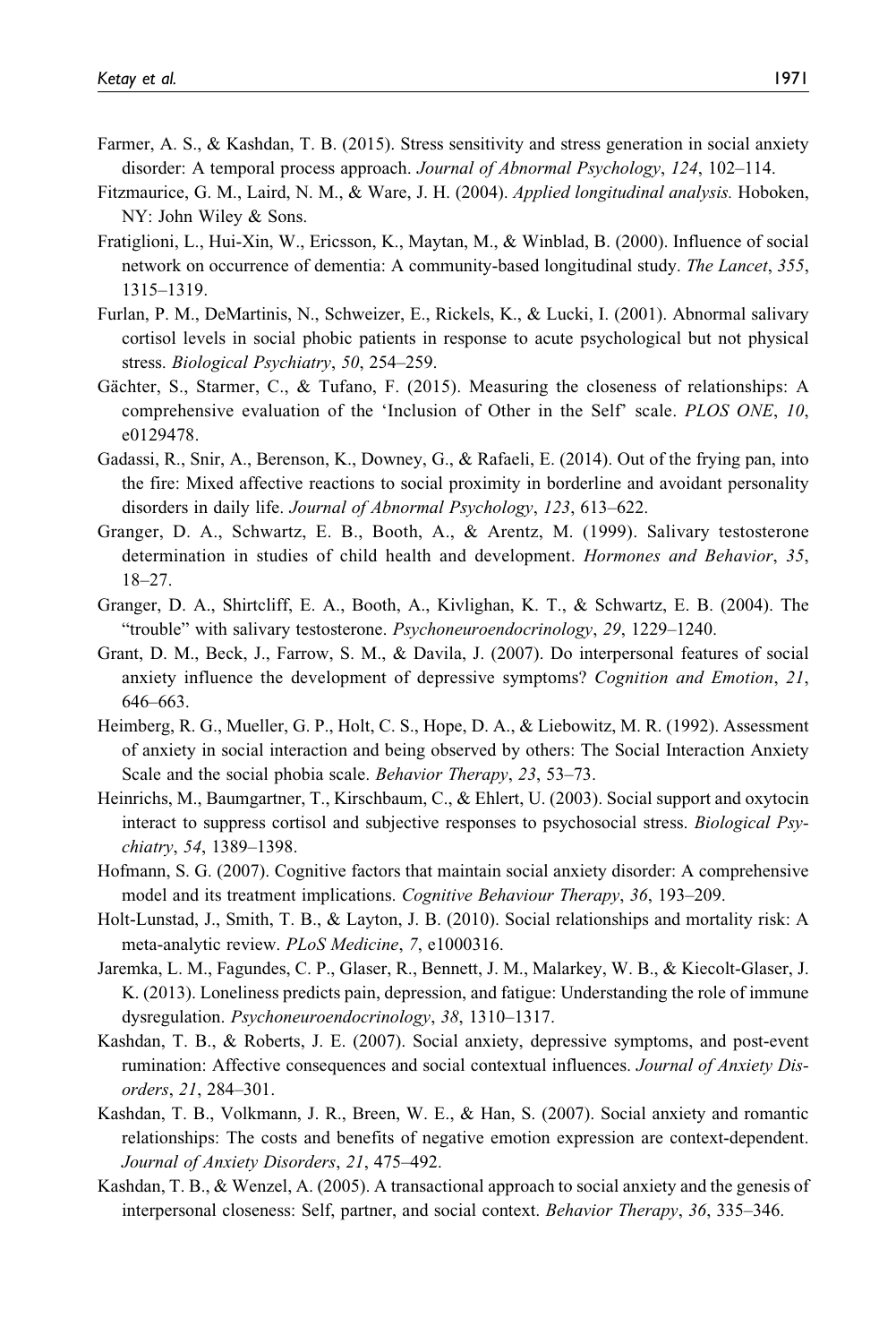Farmer, A. S., & Kashdan, T. B. (2015). Stress sensitivity and stress generation in social anxiety disorder: A temporal process approach. *Journal of Abnormal Psychology*, *124*, 102–114.

Fitzmaurice, G. M., Laird, N. M., & Ware, J. H. (2004). *Applied longitudinal analysis.* Hoboken, NY: John Wiley & Sons.

Fratiglioni, L., Hui-Xin, W., Ericsson, K., Maytan, M., & Winblad, B. (2000). Influence of social network on occurrence of dementia: A community-based longitudinal study. *The Lancet*, *355*, 1315–1319.

Furlan, P. M., DeMartinis, N., Schweizer, E., Rickels, K., & Lucki, I. (2001). Abnormal salivary cortisol levels in social phobic patients in response to acute psychological but not physical stress. *Biological Psychiatry*, *50*, 254–259.

Gächter, S., Starmer, C., & Tufano, F. (2015). Measuring the closeness of relationships: A comprehensive evaluation of the 'Inclusion of Other in the Self' scale. *PLOS ONE*, *10*, e0129478.

Gadassi, R., Snir, A., Berenson, K., Downey, G., & Rafaeli, E. (2014). Out of the frying pan, into the fire: Mixed affective reactions to social proximity in borderline and avoidant personality disorders in daily life. *Journal of Abnormal Psychology*, *123*, 613–622.

Granger, D. A., Schwartz, E. B., Booth, A., & Arentz, M. (1999). Salivary testosterone determination in studies of child health and development. *Hormones and Behavior*, *35*, 18–27.

Granger, D. A., Shirtcliff, E. A., Booth, A., Kivlighan, K. T., & Schwartz, E. B. (2004). The "trouble" with salivary testosterone. *Psychoneuroendocrinology*, *29*, 1229–1240.

Grant, D. M., Beck, J., Farrow, S. M., & Davila, J. (2007). Do interpersonal features of social anxiety influence the development of depressive symptoms? *Cognition and Emotion*, *21*, 646–663.

Heimberg, R. G., Mueller, G. P., Holt, C. S., Hope, D. A., & Liebowitz, M. R. (1992). Assessment of anxiety in social interaction and being observed by others: The Social Interaction Anxiety Scale and the social phobia scale. *Behavior Therapy*, *23*, 53–73.

Heinrichs, M., Baumgartner, T., Kirschbaum, C., & Ehlert, U. (2003). Social support and oxytocin interact to suppress cortisol and subjective responses to psychosocial stress. *Biological Psychiatry*, *54*, 1389–1398.

Hofmann, S. G. (2007). Cognitive factors that maintain social anxiety disorder: A comprehensive model and its treatment implications. *Cognitive Behaviour Therapy*, *36*, 193–209.

Holt-Lunstad, J., Smith, T. B., & Layton, J. B. (2010). Social relationships and mortality risk: A meta-analytic review. *PLoS Medicine*, *7*, e1000316.

Jaremka, L. M., Fagundes, C. P., Glaser, R., Bennett, J. M., Malarkey, W. B., & Kiecolt-Glaser, J. K. (2013). Loneliness predicts pain, depression, and fatigue: Understanding the role of immune dysregulation. *Psychoneuroendocrinology*, *38*, 1310–1317.

Kashdan, T. B., & Roberts, J. E. (2007). Social anxiety, depressive symptoms, and post-event rumination: Affective consequences and social contextual influences. *Journal of Anxiety Disorders*, *21*, 284–301.

Kashdan, T. B., Volkmann, J. R., Breen, W. E., & Han, S. (2007). Social anxiety and romantic relationships: The costs and benefits of negative emotion expression are context-dependent. *Journal of Anxiety Disorders*, *21*, 475–492.

Kashdan, T. B., & Wenzel, A. (2005). A transactional approach to social anxiety and the genesis of interpersonal closeness: Self, partner, and social context. *Behavior Therapy*, *36*, 335–346.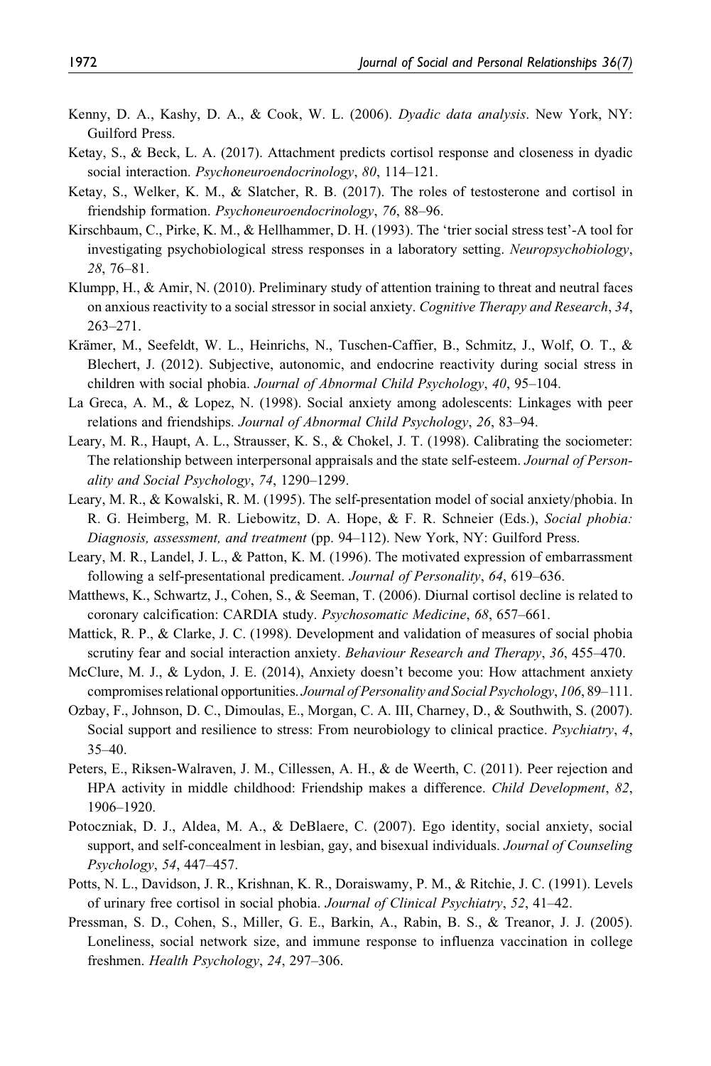Kenny, D. A., Kashy, D. A., & Cook, W. L. (2006). *Dyadic data analysis*. New York, NY: Guilford Press.

Ketay, S., & Beck, L. A. (2017). Attachment predicts cortisol response and closeness in dyadic social interaction. *Psychoneuroendocrinology*, *80*, 114–121.

Ketay, S., Welker, K. M., & Slatcher, R. B. (2017). The roles of testosterone and cortisol in friendship formation. *Psychoneuroendocrinology*, *76*, 88–96.

Kirschbaum, C., Pirke, K. M., & Hellhammer, D. H. (1993). The 'trier social stress test'-A tool for investigating psychobiological stress responses in a laboratory setting. *Neuropsychobiology*, *28*, 76–81.

Klumpp, H., & Amir, N. (2010). Preliminary study of attention training to threat and neutral faces on anxious reactivity to a social stressor in social anxiety. *Cognitive Therapy and Research*, *34*, 263–271.

Krämer, M., Seefeldt, W. L., Heinrichs, N., Tuschen-Caffier, B., Schmitz, J., Wolf, O. T., & Blechert, J. (2012). Subjective, autonomic, and endocrine reactivity during social stress in children with social phobia. *Journal of Abnormal Child Psychology*, *40*, 95–104.

La Greca, A. M., & Lopez, N. (1998). Social anxiety among adolescents: Linkages with peer relations and friendships. *Journal of Abnormal Child Psychology*, *26*, 83–94.

Leary, M. R., Haupt, A. L., Strausser, K. S., & Chokel, J. T. (1998). Calibrating the sociometer: The relationship between interpersonal appraisals and the state self-esteem. *Journal of Personality and Social Psychology*, *74*, 1290–1299.

Leary, M. R., & Kowalski, R. M. (1995). The self-presentation model of social anxiety/phobia. In R. G. Heimberg, M. R. Liebowitz, D. A. Hope, & F. R. Schneier (Eds.), *Social phobia: Diagnosis, assessment, and treatment* (pp. 94–112). New York, NY: Guilford Press.

Leary, M. R., Landel, J. L., & Patton, K. M. (1996). The motivated expression of embarrassment following a self-presentational predicament. *Journal of Personality*, *64*, 619–636.

Matthews, K., Schwartz, J., Cohen, S., & Seeman, T. (2006). Diurnal cortisol decline is related to coronary calcification: CARDIA study. *Psychosomatic Medicine*, *68*, 657–661.

Mattick, R. P., & Clarke, J. C. (1998). Development and validation of measures of social phobia scrutiny fear and social interaction anxiety. *Behaviour Research and Therapy*, *36*, 455–470.

McClure, M. J., & Lydon, J. E. (2014), Anxiety doesn't become you: How attachment anxiety compromises relational opportunities. *Journal of Personality and Social Psychology*, *106*, 89–111.

Ozbay, F., Johnson, D. C., Dimoulas, E., Morgan, C. A. III, Charney, D., & Southwith, S. (2007). Social support and resilience to stress: From neurobiology to clinical practice. *Psychiatry*, *4*, 35–40.

Peters, E., Riksen-Walraven, J. M., Cillessen, A. H., & de Weerth, C. (2011). Peer rejection and HPA activity in middle childhood: Friendship makes a difference. *Child Development*, *82*, 1906–1920.

Potoczniak, D. J., Aldea, M. A., & DeBlaere, C. (2007). Ego identity, social anxiety, social support, and self-concealment in lesbian, gay, and bisexual individuals. *Journal of Counseling Psychology*, *54*, 447–457.

Potts, N. L., Davidson, J. R., Krishnan, K. R., Doraiswamy, P. M., & Ritchie, J. C. (1991). Levels of urinary free cortisol in social phobia. *Journal of Clinical Psychiatry*, *52*, 41–42.

Pressman, S. D., Cohen, S., Miller, G. E., Barkin, A., Rabin, B. S., & Treanor, J. J. (2005). Loneliness, social network size, and immune response to influenza vaccination in college freshmen. *Health Psychology*, *24*, 297–306.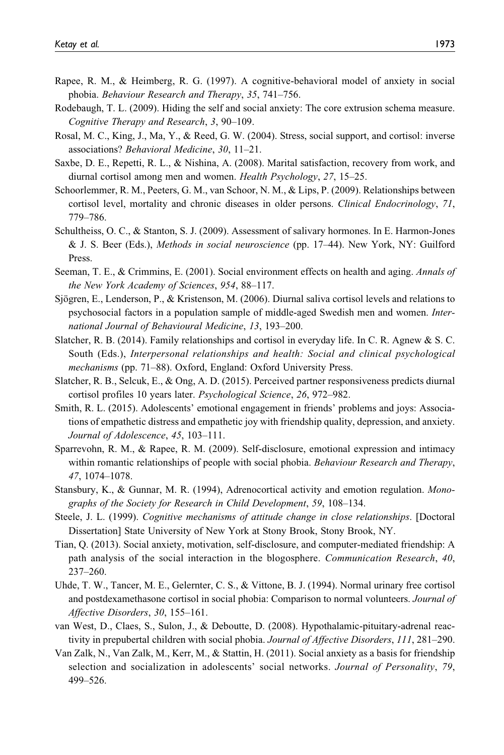Rapee, R. M., & Heimberg, R. G. (1997). A cognitive-behavioral model of anxiety in social phobia. *Behaviour Research and Therapy*, *35*, 741–756.

Rodebaugh, T. L. (2009). Hiding the self and social anxiety: The core extrusion schema measure. *Cognitive Therapy and Research*, *3*, 90–109.

Rosal, M. C., King, J., Ma, Y., & Reed, G. W. (2004). Stress, social support, and cortisol: inverse associations? *Behavioral Medicine*, *30*, 11–21.

Saxbe, D. E., Repetti, R. L., & Nishina, A. (2008). Marital satisfaction, recovery from work, and diurnal cortisol among men and women. *Health Psychology*, *27*, 15–25.

Schoorlemmer, R. M., Peeters, G. M., van Schoor, N. M., & Lips, P. (2009). Relationships between cortisol level, mortality and chronic diseases in older persons. *Clinical Endocrinology*, *71*, 779–786.

Schultheiss, O. C., & Stanton, S. J. (2009). Assessment of salivary hormones. In E. Harmon-Jones & J. S. Beer (Eds.), *Methods in social neuroscience* (pp. 17–44). New York, NY: Guilford Press.

Seeman, T. E., & Crimmins, E. (2001). Social environment effects on health and aging. *Annals of the New York Academy of Sciences*, *954*, 88–117.

Sjögren, E., Lenderson, P., & Kristenson, M. (2006). Diurnal saliva cortisol levels and relations to psychosocial factors in a population sample of middle-aged Swedish men and women. *International Journal of Behavioural Medicine*, *13*, 193–200.

Slatcher, R. B. (2014). Family relationships and cortisol in everyday life. In C. R. Agnew & S. C. South (Eds.), *Interpersonal relationships and health: Social and clinical psychological mechanisms* (pp. 71–88). Oxford, England: Oxford University Press.

Slatcher, R. B., Selcuk, E., & Ong, A. D. (2015). Perceived partner responsiveness predicts diurnal cortisol profiles 10 years later. *Psychological Science*, *26*, 972–982.

Smith, R. L. (2015). Adolescents' emotional engagement in friends' problems and joys: Associations of empathetic distress and empathetic joy with friendship quality, depression, and anxiety. *Journal of Adolescence*, *45*, 103–111.

Sparrevohn, R. M., & Rapee, R. M. (2009). Self-disclosure, emotional expression and intimacy within romantic relationships of people with social phobia. *Behaviour Research and Therapy*, *47*, 1074–1078.

Stansbury, K., & Gunnar, M. R. (1994), Adrenocortical activity and emotion regulation. *Monographs of the Society for Research in Child Development*, *59*, 108–134.

Steele, J. L. (1999). *Cognitive mechanisms of attitude change in close relationships*. [Doctoral Dissertation] State University of New York at Stony Brook, Stony Brook, NY.

Tian, Q. (2013). Social anxiety, motivation, self-disclosure, and computer-mediated friendship: A path analysis of the social interaction in the blogosphere. *Communication Research*, *40*, 237–260.

Uhde, T. W., Tancer, M. E., Gelernter, C. S., & Vittone, B. J. (1994). Normal urinary free cortisol and postdexamethasone cortisol in social phobia: Comparison to normal volunteers. *Journal of Affective Disorders*, *30*, 155–161.

van West, D., Claes, S., Sulon, J., & Deboutte, D. (2008). Hypothalamic-pituitary-adrenal reactivity in prepubertal children with social phobia. *Journal of Affective Disorders*, *111*, 281–290.

Van Zalk, N., Van Zalk, M., Kerr, M., & Stattin, H. (2011). Social anxiety as a basis for friendship selection and socialization in adolescents' social networks. *Journal of Personality*, *79*, 499–526.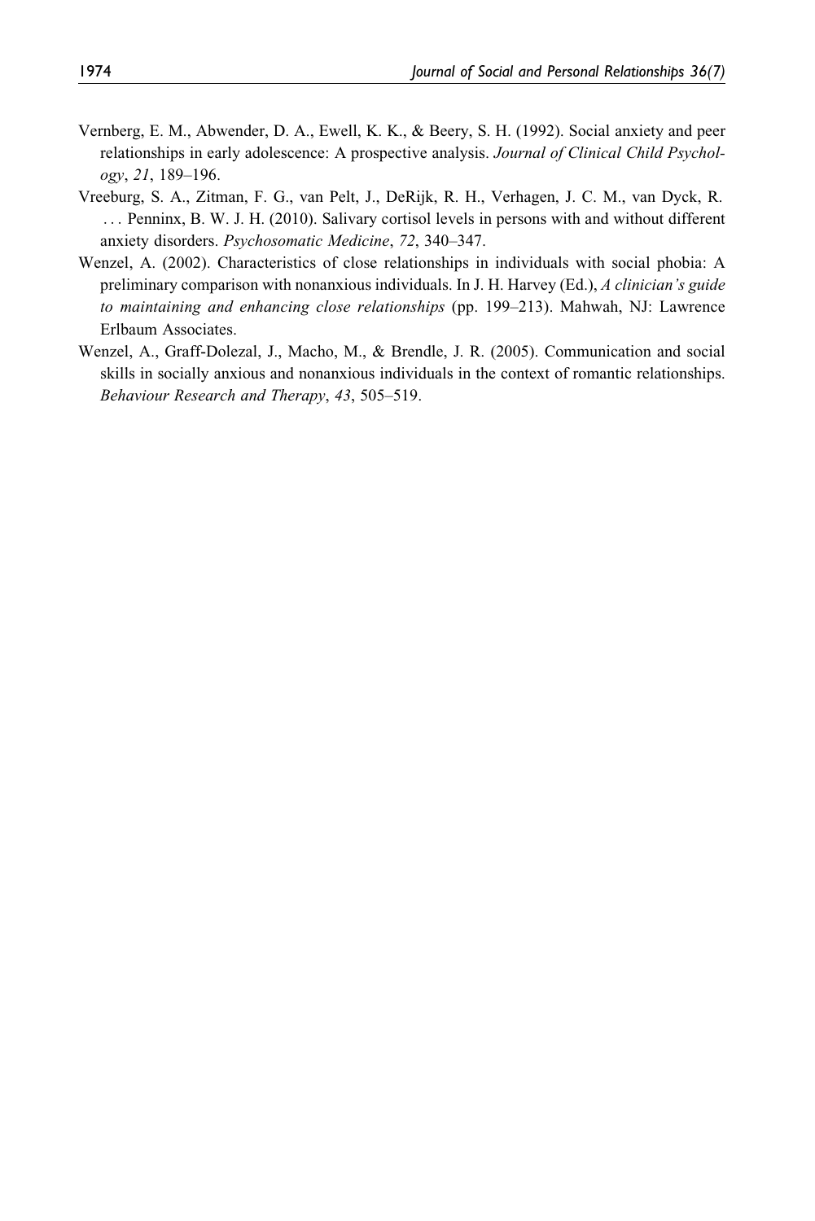Vernberg, E. M., Abwender, D. A., Ewell, K. K., & Beery, S. H. (1992). Social anxiety and peer relationships in early adolescence: A prospective analysis. *Journal of Clinical Child Psychology*, *21*, 189–196.

Vreeburg, S. A., Zitman, F. G., van Pelt, J., DeRijk, R. H., Verhagen, J. C. M., van Dyck, R. . . . Penninx, B. W. J. H. (2010). Salivary cortisol levels in persons with and without different anxiety disorders. *Psychosomatic Medicine*, *72*, 340–347.

Wenzel, A. (2002). Characteristics of close relationships in individuals with social phobia: A preliminary comparison with nonanxious individuals. In J. H. Harvey (Ed.), *A clinician's guide to maintaining and enhancing close relationships* (pp. 199–213). Mahwah, NJ: Lawrence Erlbaum Associates.

Wenzel, A., Graff-Dolezal, J., Macho, M., & Brendle, J. R. (2005). Communication and social skills in socially anxious and nonanxious individuals in the context of romantic relationships. *Behaviour Research and Therapy*, *43*, 505–519.